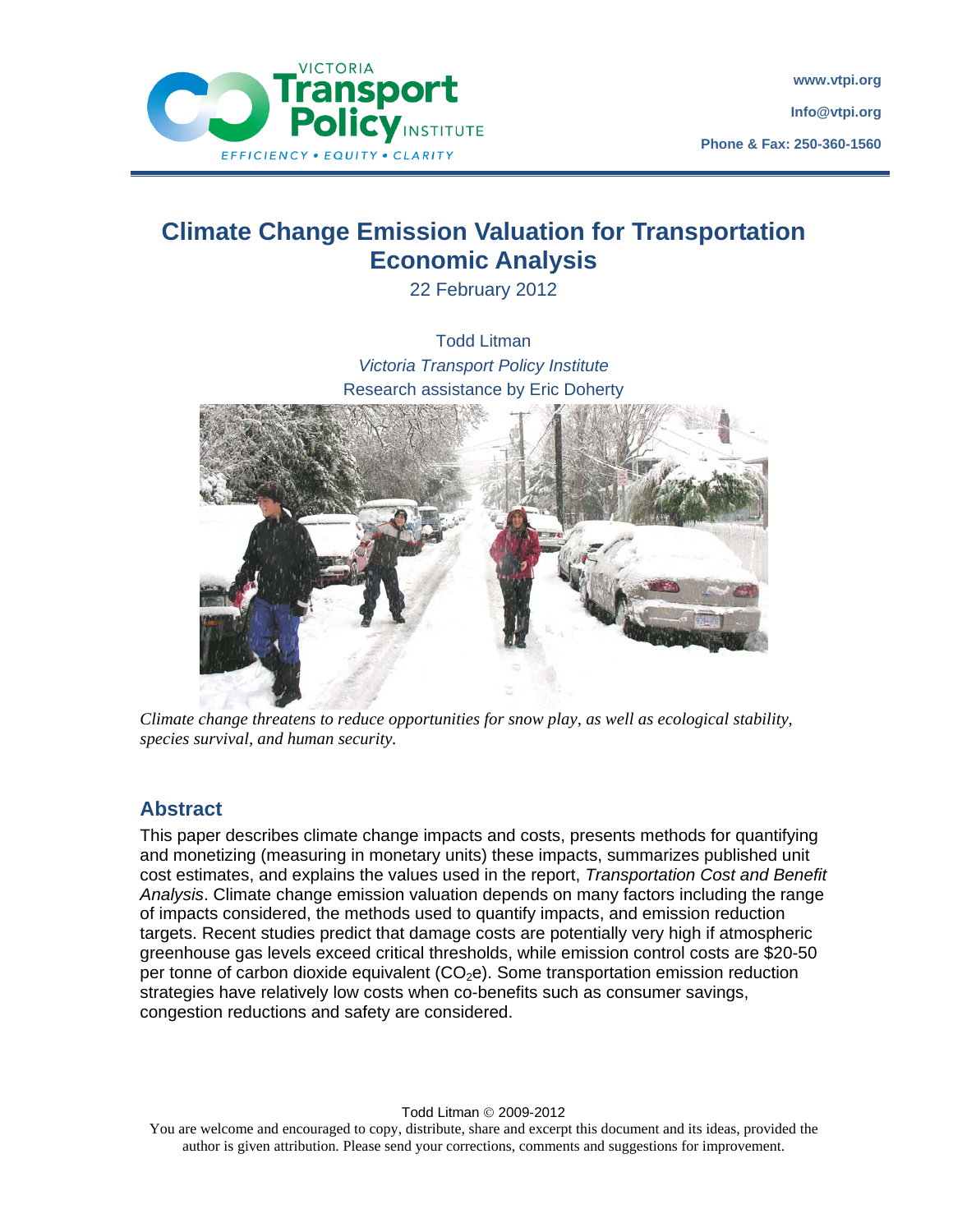www.vtpi.org

Info@vtpi.org

Phone & Fax: 250-360-1560

# Climate Change Emission Valuation for Transportation Economic Analysis

22 February 2012

Todd Litman
*Victoria Transport Policy Institute*
Research assistance by Eric Doherty

*Climate change threatens to reduce opportunities for snow play, as well as ecological stability, species survival, and human security.*

## Abstract

This paper describes climate change impacts and costs, presents methods for quantifying and monetizing (measuring in monetary units) these impacts, summarizes published unit cost estimates, and explains the values used in the report, *Transportation Cost and Benefit Analysis*. Climate change emission valuation depends on many factors including the range of impacts considered, the methods used to quantify impacts, and emission reduction targets. Recent studies predict that damage costs are potentially very high if atmospheric greenhouse gas levels exceed critical thresholds, while emission control costs are $20-50 per tonne of carbon dioxide equivalent ($CO_2e$). Some transportation emission reduction strategies have relatively low costs when co-benefits such as consumer savings, congestion reductions and safety are considered.

Todd Litman © 2009-2012

You are welcome and encouraged to copy, distribute, share and excerpt this document and its ideas, provided the author is given attribution. Please send your corrections, comments and suggestions for improvement.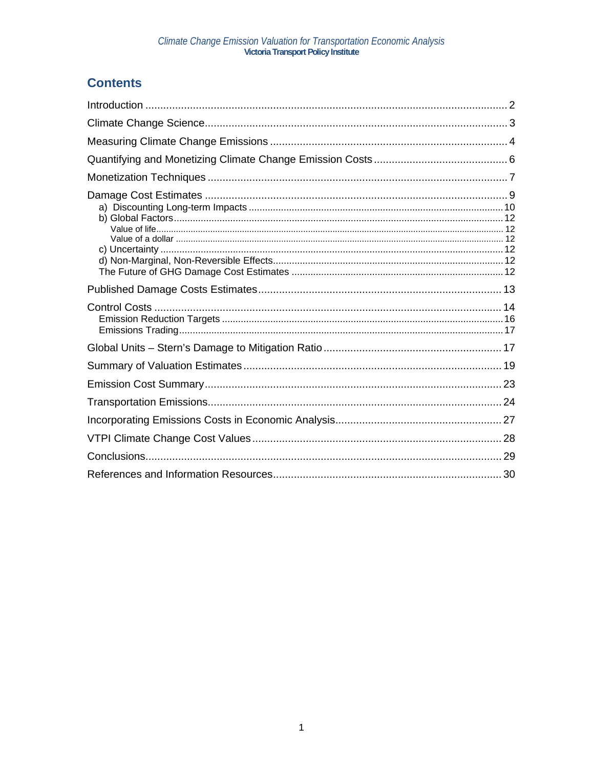## Contents

Introduction ........................................................................................................ 2

Climate Change Science..................................................................................... 3

Measuring Climate Change Emissions ................................................................ 4

Quantifying and Monetizing Climate Change Emission Costs ............................. 6

Monetization Techniques .................................................................................... 7

Damage Cost Estimates ...................................................................................... 9
- a) Discounting Long-term Impacts ................................................................ 10
- b) Global Factors ........................................................................................... 12
  - Value of life ............................................................................................. 12
  - Value of a dollar ...................................................................................... 12
- c) Uncertainty ................................................................................................ 12
- d) Non-Marginal, Non-Reversible Effects ...................................................... 12
- The Future of GHG Damage Cost Estimates ............................................... 12

Published Damage Costs Estimates .................................................................. 13

Control Costs .................................................................................................... 14
- Emission Reduction Targets ........................................................................ 16
- Emissions Trading ........................................................................................ 17

Global Units – Stern's Damage to Mitigation Ratio ............................................ 17

Summary of Valuation Estimates ....................................................................... 19

Emission Cost Summary .................................................................................... 23

Transportation Emissions................................................................................... 24

Incorporating Emissions Costs in Economic Analysis......................................... 27

VTPI Climate Change Cost Values .................................................................... 28

Conclusions....................................................................................................... 29

References and Information Resources............................................................. 30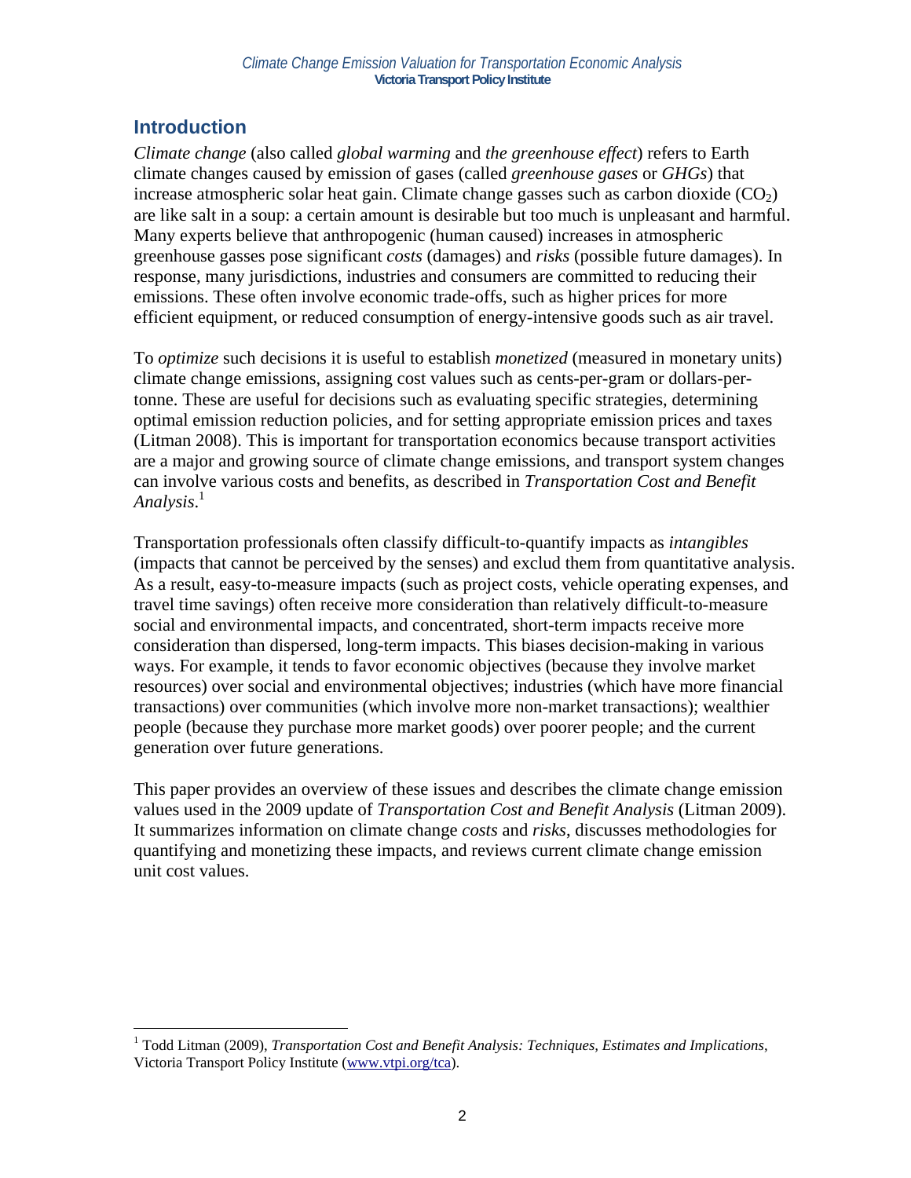## Introduction

*Climate change* (also called *global warming* and *the greenhouse effect*) refers to Earth climate changes caused by emission of gases (called *greenhouse gases* or *GHGs*) that increase atmospheric solar heat gain. Climate change gasses such as carbon dioxide ($CO_2$) are like salt in a soup: a certain amount is desirable but too much is unpleasant and harmful. Many experts believe that anthropogenic (human caused) increases in atmospheric greenhouse gasses pose significant *costs* (damages) and *risks* (possible future damages). In response, many jurisdictions, industries and consumers are committed to reducing their emissions. These often involve economic trade-offs, such as higher prices for more efficient equipment, or reduced consumption of energy-intensive goods such as air travel.

To *optimize* such decisions it is useful to establish *monetized* (measured in monetary units) climate change emissions, assigning cost values such as cents-per-gram or dollars-per-tonne. These are useful for decisions such as evaluating specific strategies, determining optimal emission reduction policies, and for setting appropriate emission prices and taxes (Litman 2008). This is important for transportation economics because transport activities are a major and growing source of climate change emissions, and transport system changes can involve various costs and benefits, as described in *Transportation Cost and Benefit Analysis*.[1]

Transportation professionals often classify difficult-to-quantify impacts as *intangibles* (impacts that cannot be perceived by the senses) and exclud them from quantitative analysis. As a result, easy-to-measure impacts (such as project costs, vehicle operating expenses, and travel time savings) often receive more consideration than relatively difficult-to-measure social and environmental impacts, and concentrated, short-term impacts receive more consideration than dispersed, long-term impacts. This biases decision-making in various ways. For example, it tends to favor economic objectives (because they involve market resources) over social and environmental objectives; industries (which have more financial transactions) over communities (which involve more non-market transactions); wealthier people (because they purchase more market goods) over poorer people; and the current generation over future generations.

This paper provides an overview of these issues and describes the climate change emission values used in the 2009 update of *Transportation Cost and Benefit Analysis* (Litman 2009). It summarizes information on climate change *costs* and *risks*, discusses methodologies for quantifying and monetizing these impacts, and reviews current climate change emission unit cost values.

---

[1] Todd Litman (2009), *Transportation Cost and Benefit Analysis: Techniques, Estimates and Implications*, Victoria Transport Policy Institute (www.vtpi.org/tca).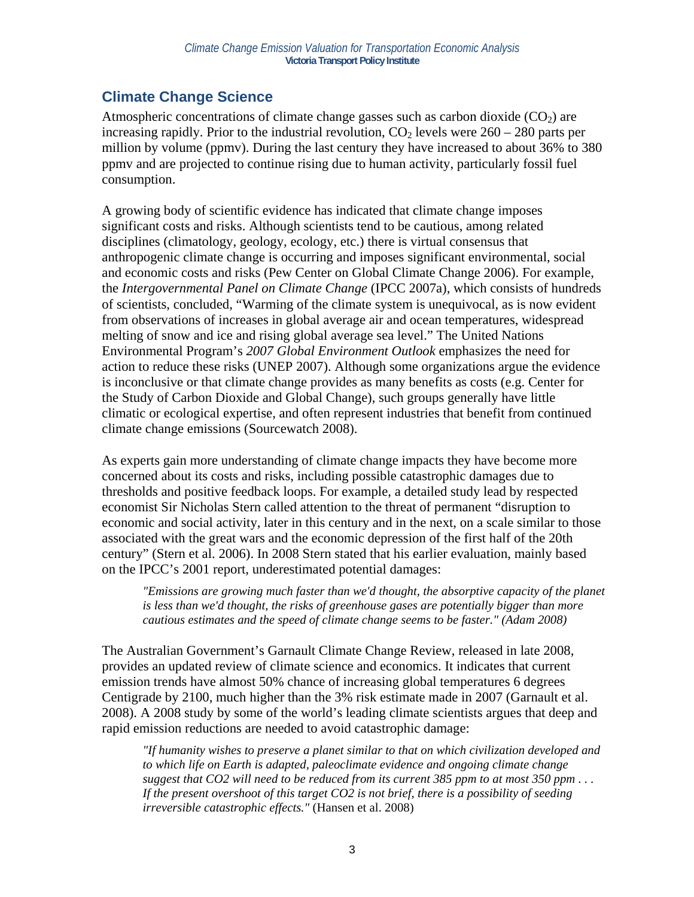## Climate Change Science

Atmospheric concentrations of climate change gasses such as carbon dioxide ($CO_2$) are increasing rapidly. Prior to the industrial revolution, $CO_2$ levels were 260 – 280 parts per million by volume (ppmv). During the last century they have increased to about 36% to 380 ppmv and are projected to continue rising due to human activity, particularly fossil fuel consumption.

A growing body of scientific evidence has indicated that climate change imposes significant costs and risks. Although scientists tend to be cautious, among related disciplines (climatology, geology, ecology, etc.) there is virtual consensus that anthropogenic climate change is occurring and imposes significant environmental, social and economic costs and risks (Pew Center on Global Climate Change 2006). For example, the *Intergovernmental Panel on Climate Change* (IPCC 2007a), which consists of hundreds of scientists, concluded, "Warming of the climate system is unequivocal, as is now evident from observations of increases in global average air and ocean temperatures, widespread melting of snow and ice and rising global average sea level." The United Nations Environmental Program's *2007 Global Environment Outlook* emphasizes the need for action to reduce these risks (UNEP 2007). Although some organizations argue the evidence is inconclusive or that climate change provides as many benefits as costs (e.g. Center for the Study of Carbon Dioxide and Global Change), such groups generally have little climatic or ecological expertise, and often represent industries that benefit from continued climate change emissions (Sourcewatch 2008).

As experts gain more understanding of climate change impacts they have become more concerned about its costs and risks, including possible catastrophic damages due to thresholds and positive feedback loops. For example, a detailed study lead by respected economist Sir Nicholas Stern called attention to the threat of permanent "disruption to economic and social activity, later in this century and in the next, on a scale similar to those associated with the great wars and the economic depression of the first half of the 20th century" (Stern et al. 2006). In 2008 Stern stated that his earlier evaluation, mainly based on the IPCC's 2001 report, underestimated potential damages:

> *"Emissions are growing much faster than we'd thought, the absorptive capacity of the planet is less than we'd thought, the risks of greenhouse gases are potentially bigger than more cautious estimates and the speed of climate change seems to be faster." (Adam 2008)*

The Australian Government's Garnault Climate Change Review, released in late 2008, provides an updated review of climate science and economics. It indicates that current emission trends have almost 50% chance of increasing global temperatures 6 degrees Centigrade by 2100, much higher than the 3% risk estimate made in 2007 (Garnault et al. 2008). A 2008 study by some of the world's leading climate scientists argues that deep and rapid emission reductions are needed to avoid catastrophic damage:

> *"If humanity wishes to preserve a planet similar to that on which civilization developed and to which life on Earth is adapted, paleoclimate evidence and ongoing climate change suggest that CO2 will need to be reduced from its current 385 ppm to at most 350 ppm . . . If the present overshoot of this target CO2 is not brief, there is a possibility of seeding irreversible catastrophic effects."* (Hansen et al. 2008)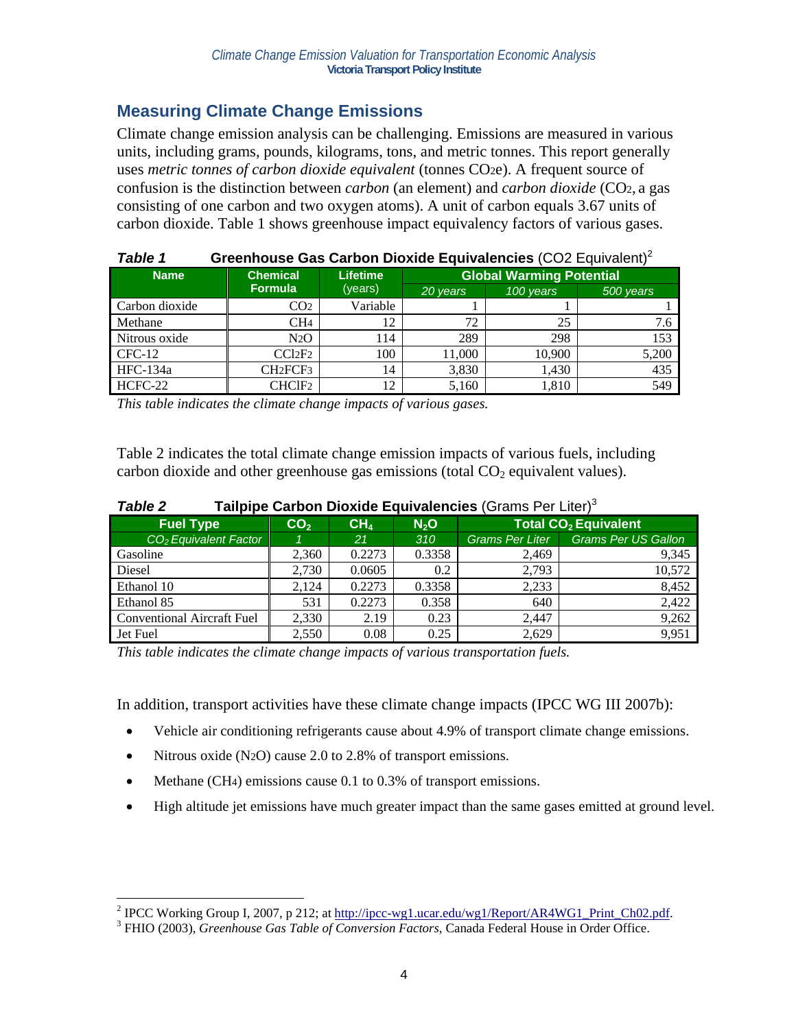## Measuring Climate Change Emissions

Climate change emission analysis can be challenging. Emissions are measured in various units, including grams, pounds, kilograms, tons, and metric tonnes. This report generally uses *metric tonnes of carbon dioxide equivalent* (tonnes $CO_2e$). A frequent source of confusion is the distinction between *carbon* (an element) and *carbon dioxide* ($CO_2$, a gas consisting of one carbon and two oxygen atoms). A unit of carbon equals 3.67 units of carbon dioxide. Table 1 shows greenhouse impact equivalency factors of various gases.

***Table 1*** **Greenhouse Gas Carbon Dioxide Equivalencies** (CO2 Equivalent)[2]

| Name | Chemical Formula | Lifetime (years) | Global Warming Potential | | |
|---|---|---|---|---|---|
| | | | *20 years* | *100 years* | *500 years* |
| Carbon dioxide | $CO_2$ | Variable | 1 | 1 | 1 |
| Methane | $CH_4$ | 12 | 72 | 25 | 7.6 |
| Nitrous oxide | $N_2O$ | 114 | 289 | 298 | 153 |
| CFC-12 | $CCl_2F_2$ | 100 | 11,000 | 10,900 | 5,200 |
| HFC-134a | $CH_2FCF_3$ | 14 | 3,830 | 1,430 | 435 |
| HCFC-22 | $CHClF_2$ | 12 | 5,160 | 1,810 | 549 |

*This table indicates the climate change impacts of various gases.*

Table 2 indicates the total climate change emission impacts of various fuels, including carbon dioxide and other greenhouse gas emissions (total $CO_2$ equivalent values).

***Table 2*** **Tailpipe Carbon Dioxide Equivalencies** (Grams Per Liter)[3]

| Fuel Type | $CO_2$ | $CH_4$ | $N_2O$ | Total $CO_2$ Equivalent | |
|---|---|---|---|---|---|
| *$CO_2$ Equivalent Factor* | *1* | *21* | *310* | *Grams Per Liter* | *Grams Per US Gallon* |
| Gasoline | 2,360 | 0.2273 | 0.3358 | 2,469 | 9,345 |
| Diesel | 2,730 | 0.0605 | 0.2 | 2,793 | 10,572 |
| Ethanol 10 | 2,124 | 0.2273 | 0.3358 | 2,233 | 8,452 |
| Ethanol 85 | 531 | 0.2273 | 0.358 | 640 | 2,422 |
| Conventional Aircraft Fuel | 2,330 | 2.19 | 0.23 | 2,447 | 9,262 |
| Jet Fuel | 2,550 | 0.08 | 0.25 | 2,629 | 9,951 |

*This table indicates the climate change impacts of various transportation fuels.*

In addition, transport activities have these climate change impacts (IPCC WG III 2007b):

- Vehicle air conditioning refrigerants cause about 4.9% of transport climate change emissions.
- Nitrous oxide ($N_2O$) cause 2.0 to 2.8% of transport emissions.
- Methane ($CH_4$) emissions cause 0.1 to 0.3% of transport emissions.
- High altitude jet emissions have much greater impact than the same gases emitted at ground level.

---

[2] IPCC Working Group I, 2007, p 212; at http://ipcc-wg1.ucar.edu/wg1/Report/AR4WG1_Print_Ch02.pdf.

[3] FHIO (2003), *Greenhouse Gas Table of Conversion Factors*, Canada Federal House in Order Office.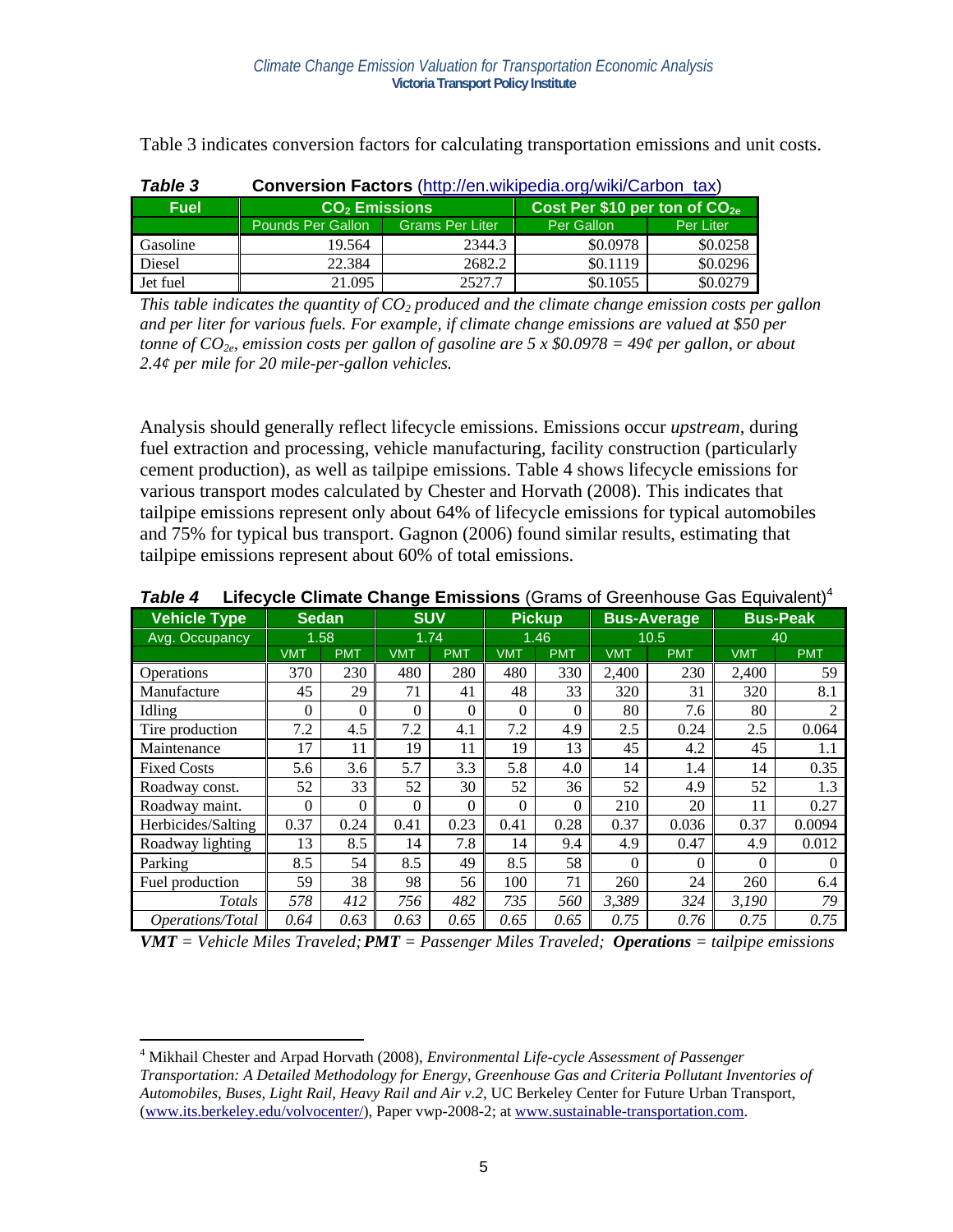Table 3 indicates conversion factors for calculating transportation emissions and unit costs.

***Table 3*** **Conversion Factors** (http://en.wikipedia.org/wiki/Carbon_tax)

| Fuel | $CO_2$ Emissions | | Cost Per \$10 per ton of $CO_{2e}$ | |
|---|---|---|---|---|
| | Pounds Per Gallon | Grams Per Liter | Per Gallon | Per Liter |
| Gasoline | 19.564 | 2344.3 | \$0.0978 | \$0.0258 |
| Diesel | 22.384 | 2682.2 | \$0.1119 | \$0.0296 |
| Jet fuel | 21.095 | 2527.7 | \$0.1055 | \$0.0279 |

*This table indicates the quantity of $CO_2$ produced and the climate change emission costs per gallon and per liter for various fuels. For example, if climate change emissions are valued at \$50 per tonne of $CO_{2e}$, emission costs per gallon of gasoline are 5 x \$0.0978 = 49¢ per gallon, or about 2.4¢ per mile for 20 mile-per-gallon vehicles.*

Analysis should generally reflect lifecycle emissions. Emissions occur *upstream*, during fuel extraction and processing, vehicle manufacturing, facility construction (particularly cement production), as well as tailpipe emissions. Table 4 shows lifecycle emissions for various transport modes calculated by Chester and Horvath (2008). This indicates that tailpipe emissions represent only about 64% of lifecycle emissions for typical automobiles and 75% for typical bus transport. Gagnon (2006) found similar results, estimating that tailpipe emissions represent about 60% of total emissions.

***Table 4*** **Lifecycle Climate Change Emissions** (Grams of Greenhouse Gas Equivalent)[4]

| Vehicle Type | Sedan | | SUV | | Pickup | | Bus-Average | | Bus-Peak | |
|---|---|---|---|---|---|---|---|---|---|---|
| Avg. Occupancy | 1.58 | | 1.74 | | 1.46 | | 10.5 | | 40 | |
| | VMT | PMT | VMT | PMT | VMT | PMT | VMT | PMT | VMT | PMT |
| Operations | 370 | 230 | 480 | 280 | 480 | 330 | 2,400 | 230 | 2,400 | 59 |
| Manufacture | 45 | 29 | 71 | 41 | 48 | 33 | 320 | 31 | 320 | 8.1 |
| Idling | 0 | 0 | 0 | 0 | 0 | 0 | 80 | 7.6 | 80 | 2 |
| Tire production | 7.2 | 4.5 | 7.2 | 4.1 | 7.2 | 4.9 | 2.5 | 0.24 | 2.5 | 0.064 |
| Maintenance | 17 | 11 | 19 | 11 | 19 | 13 | 45 | 4.2 | 45 | 1.1 |
| Fixed Costs | 5.6 | 3.6 | 5.7 | 3.3 | 5.8 | 4.0 | 14 | 1.4 | 14 | 0.35 |
| Roadway const. | 52 | 33 | 52 | 30 | 52 | 36 | 52 | 4.9 | 52 | 1.3 |
| Roadway maint. | 0 | 0 | 0 | 0 | 0 | 0 | 210 | 20 | 11 | 0.27 |
| Herbicides/Salting | 0.37 | 0.24 | 0.41 | 0.23 | 0.41 | 0.28 | 0.37 | 0.036 | 0.37 | 0.0094 |
| Roadway lighting | 13 | 8.5 | 14 | 7.8 | 14 | 9.4 | 4.9 | 0.47 | 4.9 | 0.012 |
| Parking | 8.5 | 54 | 8.5 | 49 | 8.5 | 58 | 0 | 0 | 0 | 0 |
| Fuel production | 59 | 38 | 98 | 56 | 100 | 71 | 260 | 24 | 260 | 6.4 |
| *Totals* | *578* | *412* | *756* | *482* | *735* | *560* | *3,389* | *324* | *3,190* | *79* |
| *Operations/Total* | *0.64* | *0.63* | *0.63* | *0.65* | *0.65* | *0.65* | *0.75* | *0.76* | *0.75* | *0.75* |

***VMT** = Vehicle Miles Traveled;* ***PMT** = Passenger Miles Traveled;* ***Operations** = tailpipe emissions*

[4] Mikhail Chester and Arpad Horvath (2008), *Environmental Life-cycle Assessment of Passenger Transportation: A Detailed Methodology for Energy, Greenhouse Gas and Criteria Pollutant Inventories of Automobiles, Buses, Light Rail, Heavy Rail and Air v.2*, UC Berkeley Center for Future Urban Transport, (www.its.berkeley.edu/volvocenter/), Paper vwp-2008-2; at www.sustainable-transportation.com.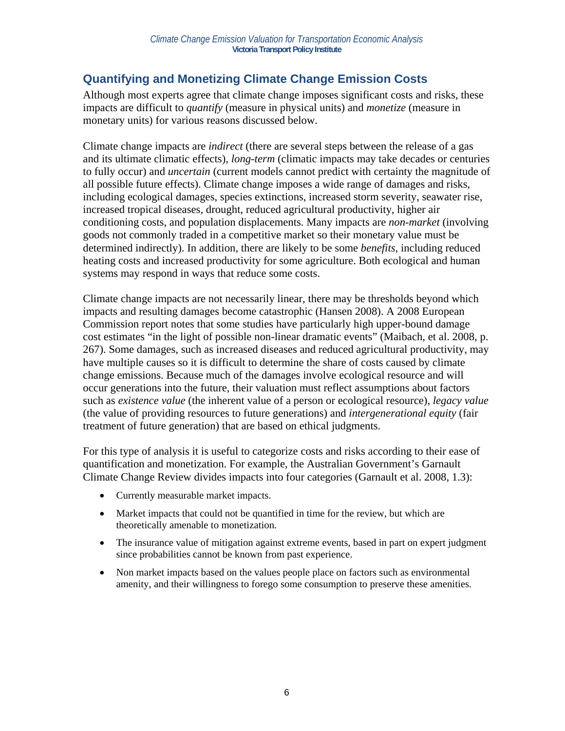## Quantifying and Monetizing Climate Change Emission Costs

Although most experts agree that climate change imposes significant costs and risks, these impacts are difficult to *quantify* (measure in physical units) and *monetize* (measure in monetary units) for various reasons discussed below.

Climate change impacts are *indirect* (there are several steps between the release of a gas and its ultimate climatic effects), *long-term* (climatic impacts may take decades or centuries to fully occur) and *uncertain* (current models cannot predict with certainty the magnitude of all possible future effects). Climate change imposes a wide range of damages and risks, including ecological damages, species extinctions, increased storm severity, seawater rise, increased tropical diseases, drought, reduced agricultural productivity, higher air conditioning costs, and population displacements. Many impacts are *non-market* (involving goods not commonly traded in a competitive market so their monetary value must be determined indirectly). In addition, there are likely to be some *benefits*, including reduced heating costs and increased productivity for some agriculture. Both ecological and human systems may respond in ways that reduce some costs.

Climate change impacts are not necessarily linear, there may be thresholds beyond which impacts and resulting damages become catastrophic (Hansen 2008). A 2008 European Commission report notes that some studies have particularly high upper-bound damage cost estimates "in the light of possible non-linear dramatic events" (Maibach, et al. 2008, p. 267). Some damages, such as increased diseases and reduced agricultural productivity, may have multiple causes so it is difficult to determine the share of costs caused by climate change emissions. Because much of the damages involve ecological resource and will occur generations into the future, their valuation must reflect assumptions about factors such as *existence value* (the inherent value of a person or ecological resource), *legacy value* (the value of providing resources to future generations) and *intergenerational equity* (fair treatment of future generation) that are based on ethical judgments.

For this type of analysis it is useful to categorize costs and risks according to their ease of quantification and monetization. For example, the Australian Government's Garnault Climate Change Review divides impacts into four categories (Garnault et al. 2008, 1.3):

- Currently measurable market impacts.
- Market impacts that could not be quantified in time for the review, but which are theoretically amenable to monetization.
- The insurance value of mitigation against extreme events, based in part on expert judgment since probabilities cannot be known from past experience.
- Non market impacts based on the values people place on factors such as environmental amenity, and their willingness to forego some consumption to preserve these amenities.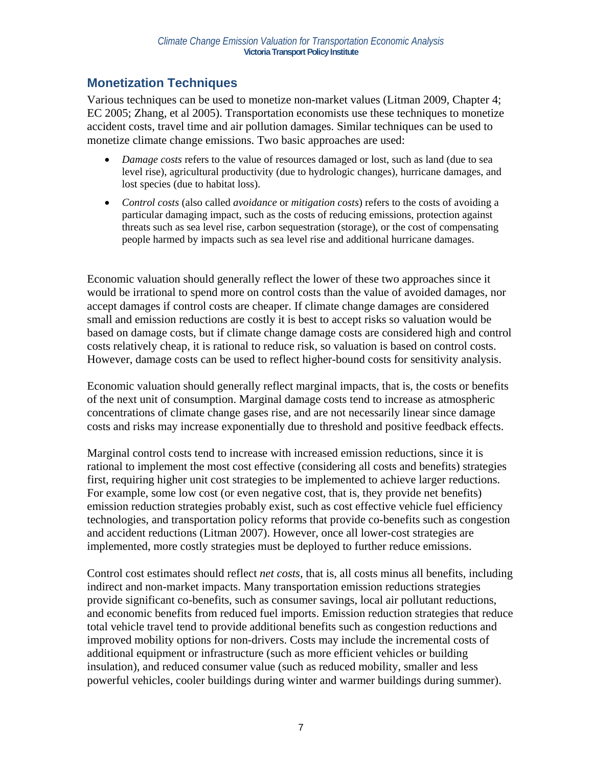## Monetization Techniques

Various techniques can be used to monetize non-market values (Litman 2009, Chapter 4; EC 2005; Zhang, et al 2005). Transportation economists use these techniques to monetize accident costs, travel time and air pollution damages. Similar techniques can be used to monetize climate change emissions. Two basic approaches are used:

- *Damage costs* refers to the value of resources damaged or lost, such as land (due to sea level rise), agricultural productivity (due to hydrologic changes), hurricane damages, and lost species (due to habitat loss).
- *Control costs* (also called *avoidance* or *mitigation costs*) refers to the costs of avoiding a particular damaging impact, such as the costs of reducing emissions, protection against threats such as sea level rise, carbon sequestration (storage), or the cost of compensating people harmed by impacts such as sea level rise and additional hurricane damages.

Economic valuation should generally reflect the lower of these two approaches since it would be irrational to spend more on control costs than the value of avoided damages, nor accept damages if control costs are cheaper. If climate change damages are considered small and emission reductions are costly it is best to accept risks so valuation would be based on damage costs, but if climate change damage costs are considered high and control costs relatively cheap, it is rational to reduce risk, so valuation is based on control costs. However, damage costs can be used to reflect higher-bound costs for sensitivity analysis.

Economic valuation should generally reflect marginal impacts, that is, the costs or benefits of the next unit of consumption. Marginal damage costs tend to increase as atmospheric concentrations of climate change gases rise, and are not necessarily linear since damage costs and risks may increase exponentially due to threshold and positive feedback effects.

Marginal control costs tend to increase with increased emission reductions, since it is rational to implement the most cost effective (considering all costs and benefits) strategies first, requiring higher unit cost strategies to be implemented to achieve larger reductions. For example, some low cost (or even negative cost, that is, they provide net benefits) emission reduction strategies probably exist, such as cost effective vehicle fuel efficiency technologies, and transportation policy reforms that provide co-benefits such as congestion and accident reductions (Litman 2007). However, once all lower-cost strategies are implemented, more costly strategies must be deployed to further reduce emissions.

Control cost estimates should reflect *net costs*, that is, all costs minus all benefits, including indirect and non-market impacts. Many transportation emission reductions strategies provide significant co-benefits, such as consumer savings, local air pollutant reductions, and economic benefits from reduced fuel imports. Emission reduction strategies that reduce total vehicle travel tend to provide additional benefits such as congestion reductions and improved mobility options for non-drivers. Costs may include the incremental costs of additional equipment or infrastructure (such as more efficient vehicles or building insulation), and reduced consumer value (such as reduced mobility, smaller and less powerful vehicles, cooler buildings during winter and warmer buildings during summer).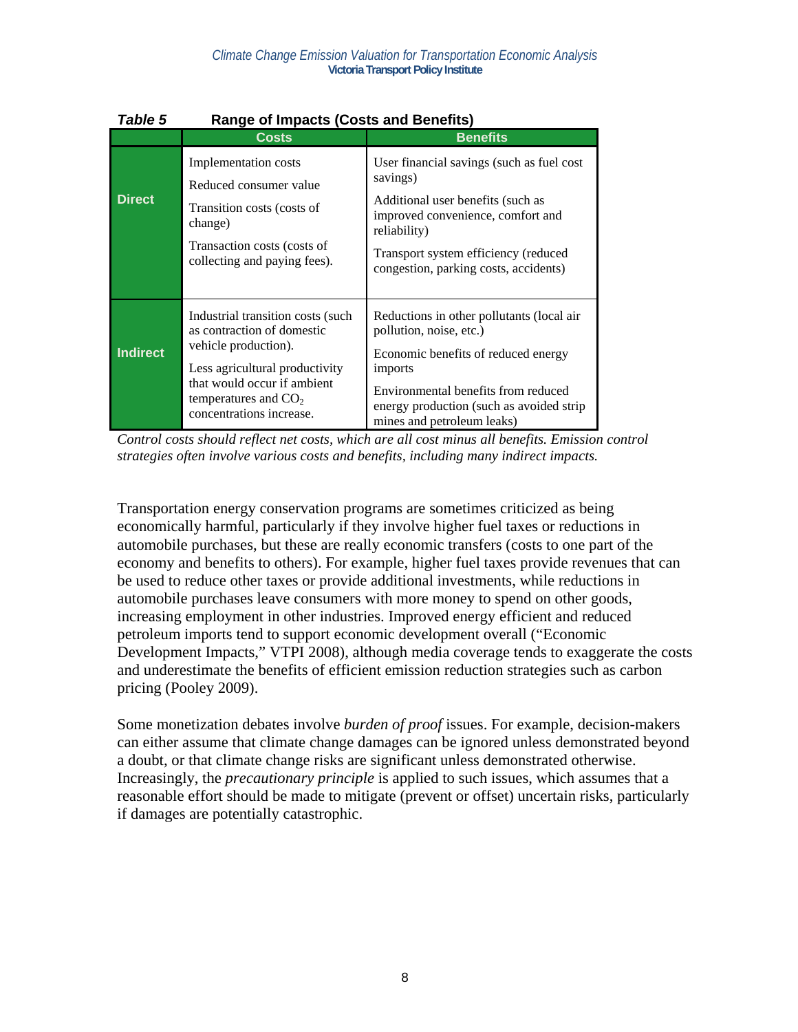**Table 5 Range of Impacts (Costs and Benefits)**

| | Costs | Benefits |
|---|---|---|
| **Direct** | Implementation costs<br>Reduced consumer value<br>Transition costs (costs of change)<br>Transaction costs (costs of collecting and paying fees). | User financial savings (such as fuel cost savings)<br>Additional user benefits (such as improved convenience, comfort and reliability)<br>Transport system efficiency (reduced congestion, parking costs, accidents) |
| **Indirect** | Industrial transition costs (such as contraction of domestic vehicle production).<br>Less agricultural productivity that would occur if ambient temperatures and $CO_2$ concentrations increase. | Reductions in other pollutants (local air pollution, noise, etc.)<br>Economic benefits of reduced energy imports<br>Environmental benefits from reduced energy production (such as avoided strip mines and petroleum leaks) |

*Control costs should reflect net costs, which are all cost minus all benefits. Emission control strategies often involve various costs and benefits, including many indirect impacts.*

Transportation energy conservation programs are sometimes criticized as being economically harmful, particularly if they involve higher fuel taxes or reductions in automobile purchases, but these are really economic transfers (costs to one part of the economy and benefits to others). For example, higher fuel taxes provide revenues that can be used to reduce other taxes or provide additional investments, while reductions in automobile purchases leave consumers with more money to spend on other goods, increasing employment in other industries. Improved energy efficient and reduced petroleum imports tend to support economic development overall ("Economic Development Impacts," VTPI 2008), although media coverage tends to exaggerate the costs and underestimate the benefits of efficient emission reduction strategies such as carbon pricing (Pooley 2009).

Some monetization debates involve *burden of proof* issues. For example, decision-makers can either assume that climate change damages can be ignored unless demonstrated beyond a doubt, or that climate change risks are significant unless demonstrated otherwise. Increasingly, the *precautionary principle* is applied to such issues, which assumes that a reasonable effort should be made to mitigate (prevent or offset) uncertain risks, particularly if damages are potentially catastrophic.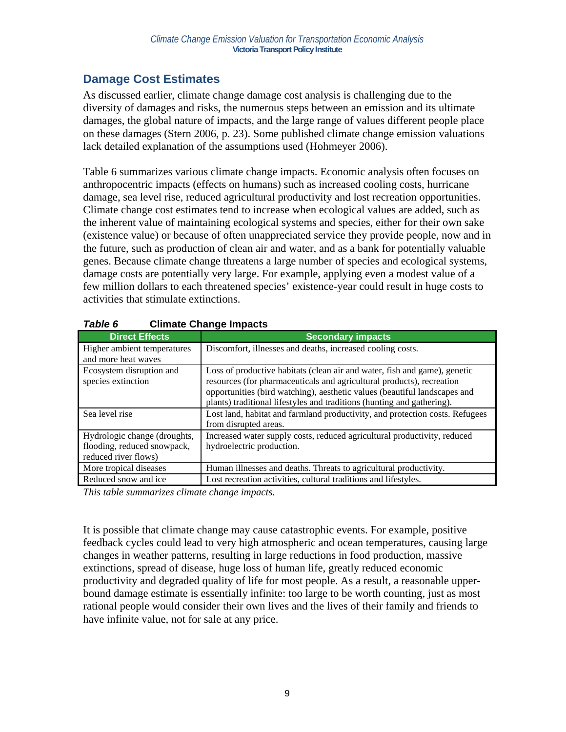## Damage Cost Estimates

As discussed earlier, climate change damage cost analysis is challenging due to the diversity of damages and risks, the numerous steps between an emission and its ultimate damages, the global nature of impacts, and the large range of values different people place on these damages (Stern 2006, p. 23). Some published climate change emission valuations lack detailed explanation of the assumptions used (Hohmeyer 2006).

Table 6 summarizes various climate change impacts. Economic analysis often focuses on anthropocentric impacts (effects on humans) such as increased cooling costs, hurricane damage, sea level rise, reduced agricultural productivity and lost recreation opportunities. Climate change cost estimates tend to increase when ecological values are added, such as the inherent value of maintaining ecological systems and species, either for their own sake (existence value) or because of often unappreciated service they provide people, now and in the future, such as production of clean air and water, and as a bank for potentially valuable genes. Because climate change threatens a large number of species and ecological systems, damage costs are potentially very large. For example, applying even a modest value of a few million dollars to each threatened species' existence-year could result in huge costs to activities that stimulate extinctions.

***Table 6*** **Climate Change Impacts**

| Direct Effects | Secondary impacts |
|---|---|
| Higher ambient temperatures and more heat waves | Discomfort, illnesses and deaths, increased cooling costs. |
| Ecosystem disruption and species extinction | Loss of productive habitats (clean air and water, fish and game), genetic resources (for pharmaceuticals and agricultural products), recreation opportunities (bird watching), aesthetic values (beautiful landscapes and plants) traditional lifestyles and traditions (hunting and gathering). |
| Sea level rise | Lost land, habitat and farmland productivity, and protection costs. Refugees from disrupted areas. |
| Hydrologic change (droughts, flooding, reduced snowpack, reduced river flows) | Increased water supply costs, reduced agricultural productivity, reduced hydroelectric production. |
| More tropical diseases | Human illnesses and deaths. Threats to agricultural productivity. |
| Reduced snow and ice | Lost recreation activities, cultural traditions and lifestyles. |

*This table summarizes climate change impacts.*

It is possible that climate change may cause catastrophic events. For example, positive feedback cycles could lead to very high atmospheric and ocean temperatures, causing large changes in weather patterns, resulting in large reductions in food production, massive extinctions, spread of disease, huge loss of human life, greatly reduced economic productivity and degraded quality of life for most people. As a result, a reasonable upper-bound damage estimate is essentially infinite: too large to be worth counting, just as most rational people would consider their own lives and the lives of their family and friends to have infinite value, not for sale at any price.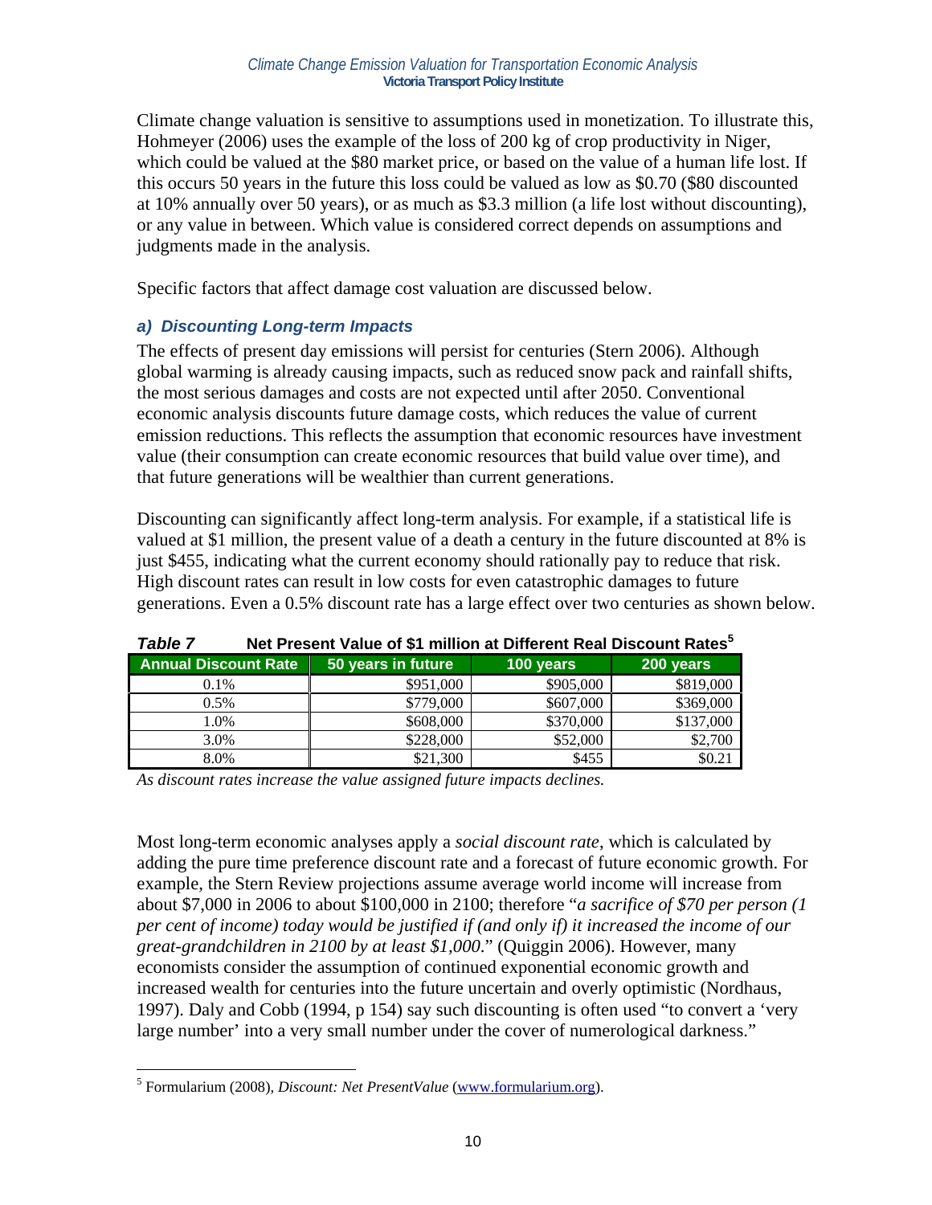Climate change valuation is sensitive to assumptions used in monetization. To illustrate this, Hohmeyer (2006) uses the example of the loss of 200 kg of crop productivity in Niger, which could be valued at the $80 market price, or based on the value of a human life lost. If this occurs 50 years in the future this loss could be valued as low as $0.70 ($80 discounted at 10% annually over 50 years), or as much as $3.3 million (a life lost without discounting), or any value in between. Which value is considered correct depends on assumptions and judgments made in the analysis.

Specific factors that affect damage cost valuation are discussed below.

### *a) Discounting Long-term Impacts*

The effects of present day emissions will persist for centuries (Stern 2006). Although global warming is already causing impacts, such as reduced snow pack and rainfall shifts, the most serious damages and costs are not expected until after 2050. Conventional economic analysis discounts future damage costs, which reduces the value of current emission reductions. This reflects the assumption that economic resources have investment value (their consumption can create economic resources that build value over time), and that future generations will be wealthier than current generations.

Discounting can significantly affect long-term analysis. For example, if a statistical life is valued at $1 million, the present value of a death a century in the future discounted at 8% is just $455, indicating what the current economy should rationally pay to reduce that risk. High discount rates can result in low costs for even catastrophic damages to future generations. Even a 0.5% discount rate has a large effect over two centuries as shown below.

**Table 7 Net Present Value of $1 million at Different Real Discount Rates[5]**

| Annual Discount Rate | 50 years in future | 100 years | 200 years |
|---|---|---|---|
| 0.1% | $951,000 | $905,000 | $819,000 |
| 0.5% | $779,000 | $607,000 | $369,000 |
| 1.0% | $608,000 | $370,000 | $137,000 |
| 3.0% | $228,000 | $52,000 | $2,700 |
| 8.0% | $21,300 | $455 | $0.21 |

*As discount rates increase the value assigned future impacts declines.*

Most long-term economic analyses apply a *social discount rate*, which is calculated by adding the pure time preference discount rate and a forecast of future economic growth. For example, the Stern Review projections assume average world income will increase from about $7,000 in 2006 to about $100,000 in 2100; therefore "*a sacrifice of $70 per person (1 per cent of income) today would be justified if (and only if) it increased the income of our great-grandchildren in 2100 by at least $1,000*." (Quiggin 2006). However, many economists consider the assumption of continued exponential economic growth and increased wealth for centuries into the future uncertain and overly optimistic (Nordhaus, 1997). Daly and Cobb (1994, p 154) say such discounting is often used "to convert a 'very large number' into a very small number under the cover of numerological darkness."

[5] Formularium (2008), *Discount: Net PresentValue* (www.formularium.org).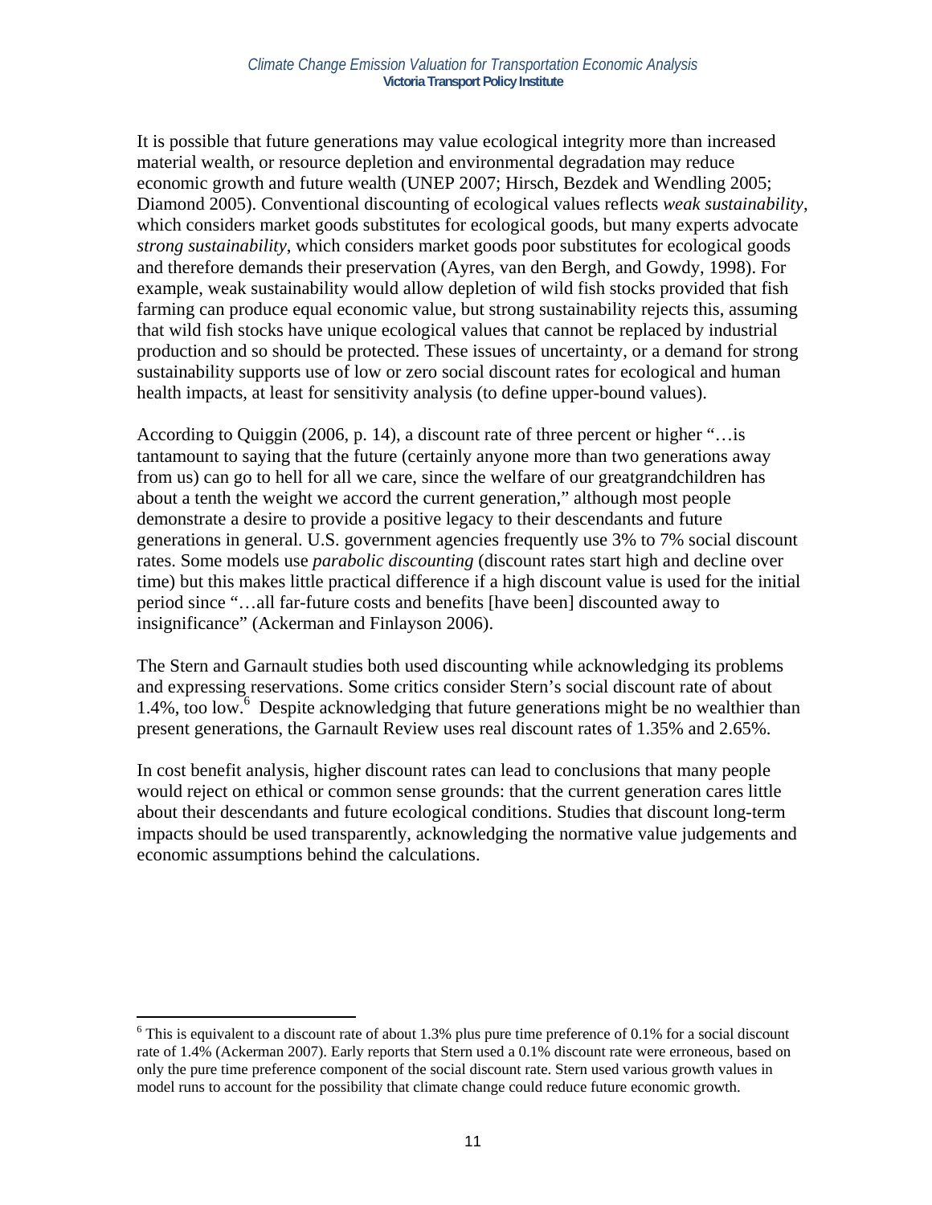It is possible that future generations may value ecological integrity more than increased material wealth, or resource depletion and environmental degradation may reduce economic growth and future wealth (UNEP 2007; Hirsch, Bezdek and Wendling 2005; Diamond 2005). Conventional discounting of ecological values reflects *weak sustainability*, which considers market goods substitutes for ecological goods, but many experts advocate *strong sustainability*, which considers market goods poor substitutes for ecological goods and therefore demands their preservation (Ayres, van den Bergh, and Gowdy, 1998). For example, weak sustainability would allow depletion of wild fish stocks provided that fish farming can produce equal economic value, but strong sustainability rejects this, assuming that wild fish stocks have unique ecological values that cannot be replaced by industrial production and so should be protected. These issues of uncertainty, or a demand for strong sustainability supports use of low or zero social discount rates for ecological and human health impacts, at least for sensitivity analysis (to define upper-bound values).

According to Quiggin (2006, p. 14), a discount rate of three percent or higher "…is tantamount to saying that the future (certainly anyone more than two generations away from us) can go to hell for all we care, since the welfare of our greatgrandchildren has about a tenth the weight we accord the current generation," although most people demonstrate a desire to provide a positive legacy to their descendants and future generations in general. U.S. government agencies frequently use 3% to 7% social discount rates. Some models use *parabolic discounting* (discount rates start high and decline over time) but this makes little practical difference if a high discount value is used for the initial period since "…all far-future costs and benefits [have been] discounted away to insignificance" (Ackerman and Finlayson 2006).

The Stern and Garnault studies both used discounting while acknowledging its problems and expressing reservations. Some critics consider Stern's social discount rate of about 1.4%, too low.[6] Despite acknowledging that future generations might be no wealthier than present generations, the Garnault Review uses real discount rates of 1.35% and 2.65%.

In cost benefit analysis, higher discount rates can lead to conclusions that many people would reject on ethical or common sense grounds: that the current generation cares little about their descendants and future ecological conditions. Studies that discount long-term impacts should be used transparently, acknowledging the normative value judgements and economic assumptions behind the calculations.

---

[6] This is equivalent to a discount rate of about 1.3% plus pure time preference of 0.1% for a social discount rate of 1.4% (Ackerman 2007). Early reports that Stern used a 0.1% discount rate were erroneous, based on only the pure time preference component of the social discount rate. Stern used various growth values in model runs to account for the possibility that climate change could reduce future economic growth.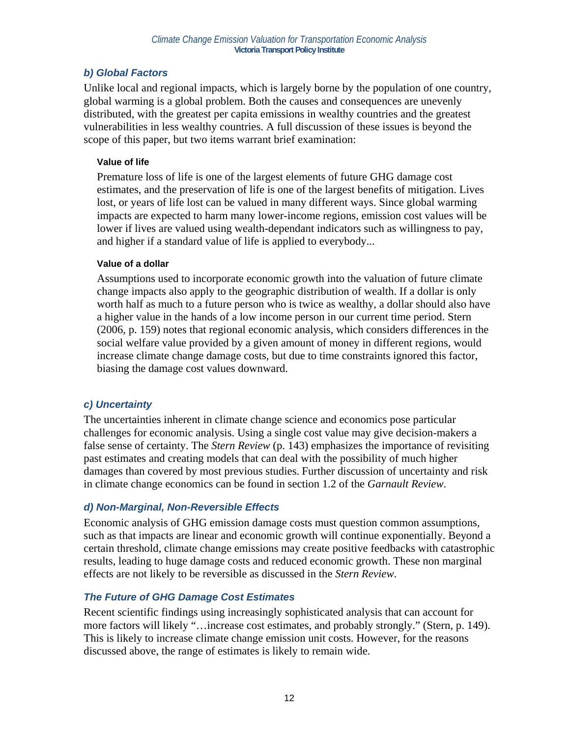### *b) Global Factors*

Unlike local and regional impacts, which is largely borne by the population of one country, global warming is a global problem. Both the causes and consequences are unevenly distributed, with the greatest per capita emissions in wealthy countries and the greatest vulnerabilities in less wealthy countries. A full discussion of these issues is beyond the scope of this paper, but two items warrant brief examination:

#### Value of life

Premature loss of life is one of the largest elements of future GHG damage cost estimates, and the preservation of life is one of the largest benefits of mitigation. Lives lost, or years of life lost can be valued in many different ways. Since global warming impacts are expected to harm many lower-income regions, emission cost values will be lower if lives are valued using wealth-dependant indicators such as willingness to pay, and higher if a standard value of life is applied to everybody...

#### Value of a dollar

Assumptions used to incorporate economic growth into the valuation of future climate change impacts also apply to the geographic distribution of wealth. If a dollar is only worth half as much to a future person who is twice as wealthy, a dollar should also have a higher value in the hands of a low income person in our current time period. Stern (2006, p. 159) notes that regional economic analysis, which considers differences in the social welfare value provided by a given amount of money in different regions, would increase climate change damage costs, but due to time constraints ignored this factor, biasing the damage cost values downward.

### *c) Uncertainty*

The uncertainties inherent in climate change science and economics pose particular challenges for economic analysis. Using a single cost value may give decision-makers a false sense of certainty. The *Stern Review* (p. 143) emphasizes the importance of revisiting past estimates and creating models that can deal with the possibility of much higher damages than covered by most previous studies. Further discussion of uncertainty and risk in climate change economics can be found in section 1.2 of the *Garnault Review*.

### *d) Non-Marginal, Non-Reversible Effects*

Economic analysis of GHG emission damage costs must question common assumptions, such as that impacts are linear and economic growth will continue exponentially. Beyond a certain threshold, climate change emissions may create positive feedbacks with catastrophic results, leading to huge damage costs and reduced economic growth. These non marginal effects are not likely to be reversible as discussed in the *Stern Review.*

### *The Future of GHG Damage Cost Estimates*

Recent scientific findings using increasingly sophisticated analysis that can account for more factors will likely "…increase cost estimates, and probably strongly." (Stern, p. 149). This is likely to increase climate change emission unit costs. However, for the reasons discussed above, the range of estimates is likely to remain wide.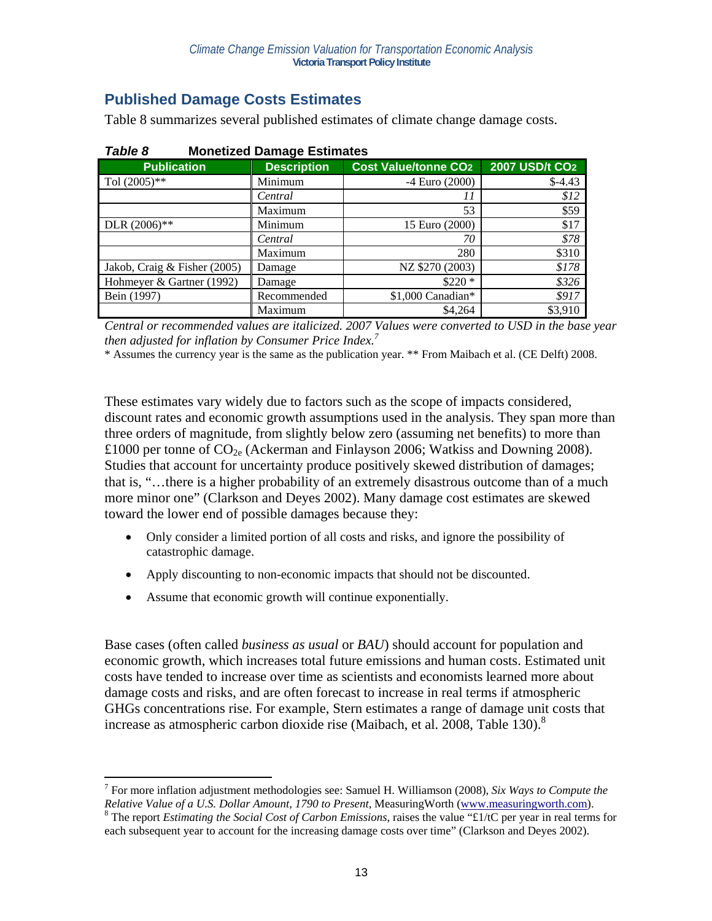## Published Damage Costs Estimates

Table 8 summarizes several published estimates of climate change damage costs.

***Table 8*** **Monetized Damage Estimates**

| Publication | Description | Cost Value/tonne $CO_2$ | 2007 USD/t $CO_2$ |
|---|---|---|---|
| Tol (2005)** | Minimum | -4 Euro (2000) | $-4.43 |
| | *Central* | *11* | *$12* |
| | Maximum | 53 | $59 |
| DLR (2006)** | Minimum | 15 Euro (2000) | $17 |
| | *Central* | *70* | *$78* |
| | Maximum | 280 | $310 |
| Jakob, Craig & Fisher (2005) | Damage | NZ $270 (2003) | *$178* |
| Hohmeyer & Gartner (1992) | Damage | $220 * | *$326* |
| Bein (1997) | Recommended | $1,000 Canadian* | *$917* |
| | Maximum | $4,264 | $3,910 |

*Central or recommended values are italicized. 2007 Values were converted to USD in the base year then adjusted for inflation by Consumer Price Index.*[7]

* Assumes the currency year is the same as the publication year. ** From Maibach et al. (CE Delft) 2008.

These estimates vary widely due to factors such as the scope of impacts considered, discount rates and economic growth assumptions used in the analysis. They span more than three orders of magnitude, from slightly below zero (assuming net benefits) to more than £1000 per tonne of $CO_{2e}$ (Ackerman and Finlayson 2006; Watkiss and Downing 2008). Studies that account for uncertainty produce positively skewed distribution of damages; that is, "…there is a higher probability of an extremely disastrous outcome than of a much more minor one" (Clarkson and Deyes 2002). Many damage cost estimates are skewed toward the lower end of possible damages because they:

- Only consider a limited portion of all costs and risks, and ignore the possibility of catastrophic damage.
- Apply discounting to non-economic impacts that should not be discounted.
- Assume that economic growth will continue exponentially.

Base cases (often called *business as usual* or *BAU*) should account for population and economic growth, which increases total future emissions and human costs. Estimated unit costs have tended to increase over time as scientists and economists learned more about damage costs and risks, and are often forecast to increase in real terms if atmospheric GHGs concentrations rise. For example, Stern estimates a range of damage unit costs that increase as atmospheric carbon dioxide rise (Maibach, et al. 2008, Table 130).[8]

---

[7] For more inflation adjustment methodologies see: Samuel H. Williamson (2008), *Six Ways to Compute the Relative Value of a U.S. Dollar Amount, 1790 to Present*, MeasuringWorth (www.measuringworth.com).

[8] The report *Estimating the Social Cost of Carbon Emissions*, raises the value "£1/tC per year in real terms for each subsequent year to account for the increasing damage costs over time" (Clarkson and Deyes 2002).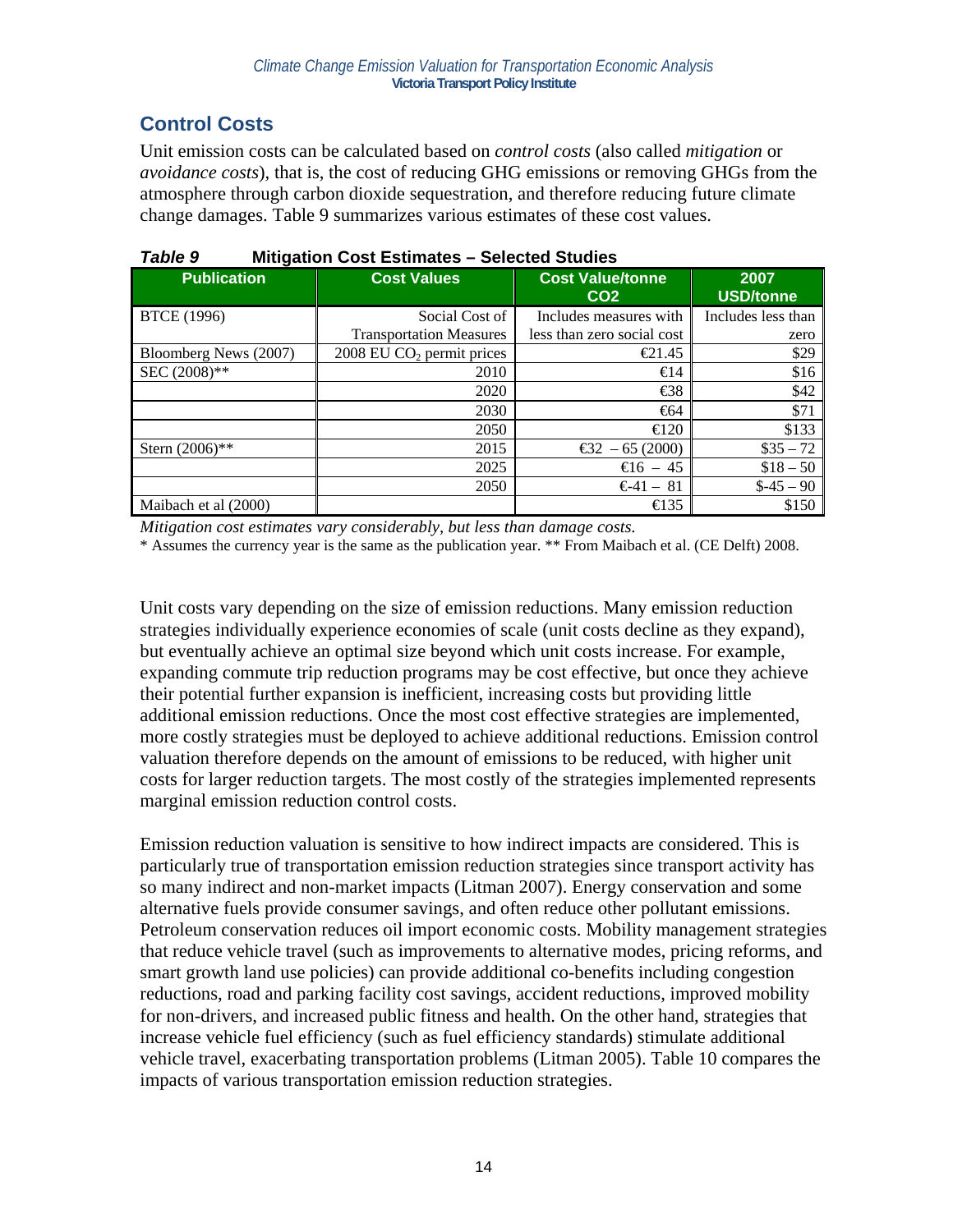## Control Costs

Unit emission costs can be calculated based on *control costs* (also called *mitigation* or *avoidance costs*), that is, the cost of reducing GHG emissions or removing GHGs from the atmosphere through carbon dioxide sequestration, and therefore reducing future climate change damages. Table 9 summarizes various estimates of these cost values.

***Table 9*** **Mitigation Cost Estimates – Selected Studies**

| Publication | Cost Values | Cost Value/tonne CO2 | 2007 USD/tonne |
|---|---|---|---|
| BTCE (1996) | Social Cost of Transportation Measures | Includes measures with less than zero social cost | Includes less than zero |
| Bloomberg News (2007) | 2008 EU $CO_2$ permit prices | €21.45 | $29 |
| SEC (2008)** | 2010 | €14 | $16 |
| | 2020 | €38 | $42 |
| | 2030 | €64 | $71 |
| | 2050 | €120 | $133 |
| Stern (2006)** | 2015 | €32 – 65 (2000) | $35 – 72 |
| | 2025 | €16 – 45 | $18 – 50 |
| | 2050 | €-41 – 81 | $-45 – 90 |
| Maibach et al (2000) | | €135 | $150 |

*Mitigation cost estimates vary considerably, but less than damage costs.*

* Assumes the currency year is the same as the publication year. ** From Maibach et al. (CE Delft) 2008.

Unit costs vary depending on the size of emission reductions. Many emission reduction strategies individually experience economies of scale (unit costs decline as they expand), but eventually achieve an optimal size beyond which unit costs increase. For example, expanding commute trip reduction programs may be cost effective, but once they achieve their potential further expansion is inefficient, increasing costs but providing little additional emission reductions. Once the most cost effective strategies are implemented, more costly strategies must be deployed to achieve additional reductions. Emission control valuation therefore depends on the amount of emissions to be reduced, with higher unit costs for larger reduction targets. The most costly of the strategies implemented represents marginal emission reduction control costs.

Emission reduction valuation is sensitive to how indirect impacts are considered. This is particularly true of transportation emission reduction strategies since transport activity has so many indirect and non-market impacts (Litman 2007). Energy conservation and some alternative fuels provide consumer savings, and often reduce other pollutant emissions. Petroleum conservation reduces oil import economic costs. Mobility management strategies that reduce vehicle travel (such as improvements to alternative modes, pricing reforms, and smart growth land use policies) can provide additional co-benefits including congestion reductions, road and parking facility cost savings, accident reductions, improved mobility for non-drivers, and increased public fitness and health. On the other hand, strategies that increase vehicle fuel efficiency (such as fuel efficiency standards) stimulate additional vehicle travel, exacerbating transportation problems (Litman 2005). Table 10 compares the impacts of various transportation emission reduction strategies.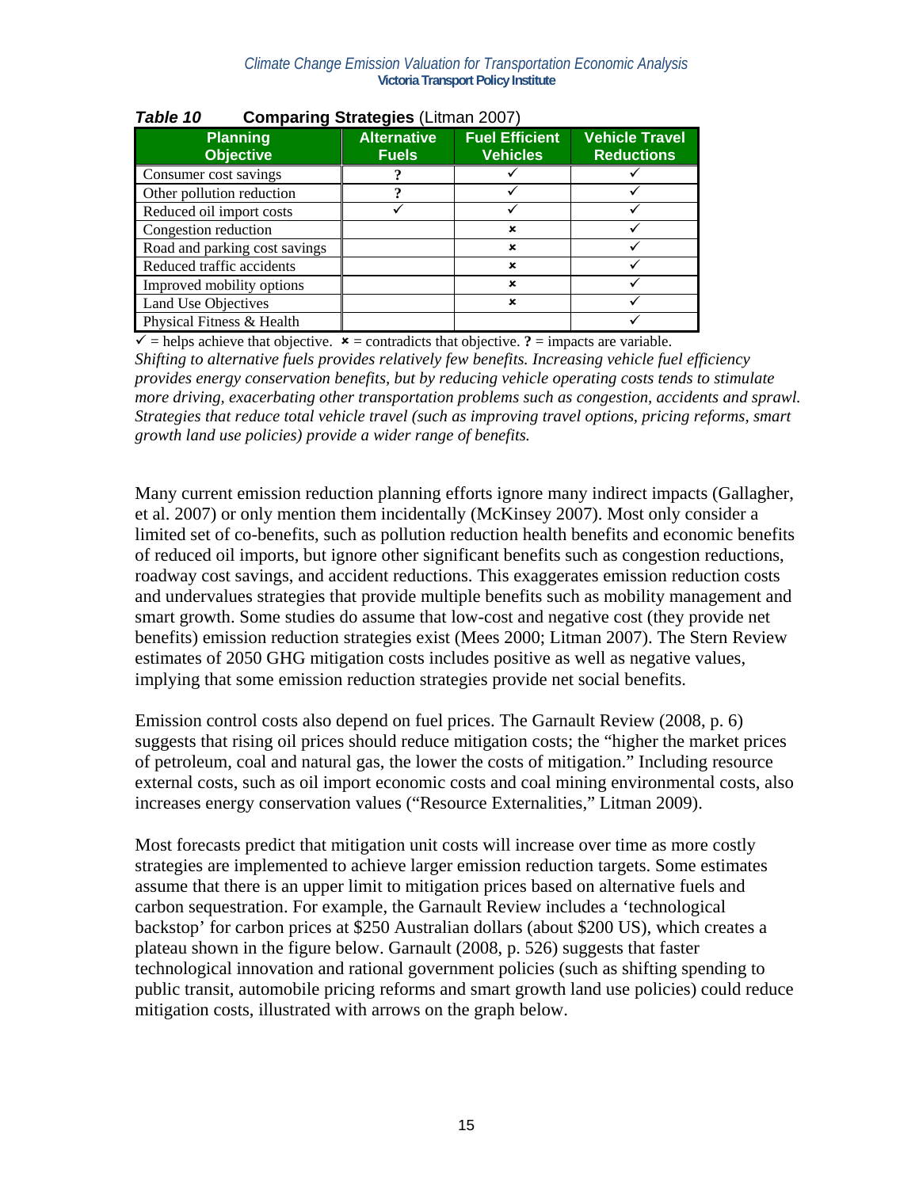***Table 10*** **Comparing Strategies** (Litman 2007)

| Planning Objective | Alternative Fuels | Fuel Efficient Vehicles | Vehicle Travel Reductions |
|---|---|---|---|
| Consumer cost savings | ? | ✓ | ✓ |
| Other pollution reduction | ? | ✓ | ✓ |
| Reduced oil import costs | ✓ | ✓ | ✓ |
| Congestion reduction | | ✗ | ✓ |
| Road and parking cost savings | | ✗ | ✓ |
| Reduced traffic accidents | | ✗ | ✓ |
| Improved mobility options | | ✗ | ✓ |
| Land Use Objectives | | ✗ | ✓ |
| Physical Fitness & Health | | | ✓ |

✓ = helps achieve that objective. ✗ = contradicts that objective. **?** = impacts are variable.

*Shifting to alternative fuels provides relatively few benefits. Increasing vehicle fuel efficiency provides energy conservation benefits, but by reducing vehicle operating costs tends to stimulate more driving, exacerbating other transportation problems such as congestion, accidents and sprawl. Strategies that reduce total vehicle travel (such as improving travel options, pricing reforms, smart growth land use policies) provide a wider range of benefits.*

Many current emission reduction planning efforts ignore many indirect impacts (Gallagher, et al. 2007) or only mention them incidentally (McKinsey 2007). Most only consider a limited set of co-benefits, such as pollution reduction health benefits and economic benefits of reduced oil imports, but ignore other significant benefits such as congestion reductions, roadway cost savings, and accident reductions. This exaggerates emission reduction costs and undervalues strategies that provide multiple benefits such as mobility management and smart growth. Some studies do assume that low-cost and negative cost (they provide net benefits) emission reduction strategies exist (Mees 2000; Litman 2007). The Stern Review estimates of 2050 GHG mitigation costs includes positive as well as negative values, implying that some emission reduction strategies provide net social benefits.

Emission control costs also depend on fuel prices. The Garnault Review (2008, p. 6) suggests that rising oil prices should reduce mitigation costs; the "higher the market prices of petroleum, coal and natural gas, the lower the costs of mitigation." Including resource external costs, such as oil import economic costs and coal mining environmental costs, also increases energy conservation values ("Resource Externalities," Litman 2009).

Most forecasts predict that mitigation unit costs will increase over time as more costly strategies are implemented to achieve larger emission reduction targets. Some estimates assume that there is an upper limit to mitigation prices based on alternative fuels and carbon sequestration. For example, the Garnault Review includes a 'technological backstop' for carbon prices at $250 Australian dollars (about $200 US), which creates a plateau shown in the figure below. Garnault (2008, p. 526) suggests that faster technological innovation and rational government policies (such as shifting spending to public transit, automobile pricing reforms and smart growth land use policies) could reduce mitigation costs, illustrated with arrows on the graph below.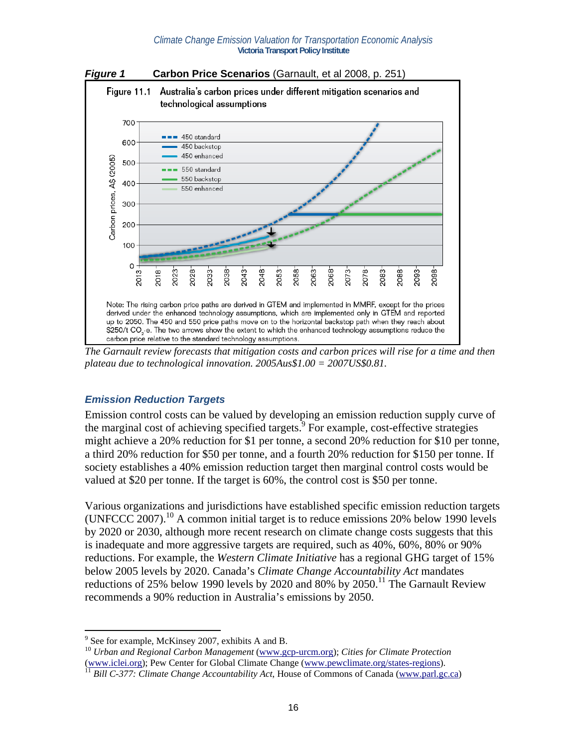***Figure 1*** **Carbon Price Scenarios** (Garnault, et al 2008, p. 251)

Figure 11.1 Australia's carbon prices under different mitigation scenarios and technological assumptions

Note: The rising carbon price paths are derived in GTEM and implemented in MMRF, except for the prices derived under the enhanced technology assumptions, which are implemented only in GTEM and reported up to 2050. The 450 and 550 price paths move on to the horizontal backstop path when they reach about $250/t $CO_2$-e. The two arrows show the extent to which the enhanced technology assumptions reduce the carbon price relative to the standard technology assumptions.

*The Garnault review forecasts that mitigation costs and carbon prices will rise for a time and then plateau due to technological innovation. 2005Aus$1.00 = 2007US$0.81.*

### *Emission Reduction Targets*

Emission control costs can be valued by developing an emission reduction supply curve of the marginal cost of achieving specified targets.[9] For example, cost-effective strategies might achieve a 20% reduction for $1 per tonne, a second 20% reduction for $10 per tonne, a third 20% reduction for $50 per tonne, and a fourth 20% reduction for $150 per tonne. If society establishes a 40% emission reduction target then marginal control costs would be valued at $20 per tonne. If the target is 60%, the control cost is $50 per tonne.

Various organizations and jurisdictions have established specific emission reduction targets (UNFCCC 2007).[10] A common initial target is to reduce emissions 20% below 1990 levels by 2020 or 2030, although more recent research on climate change costs suggests that this is inadequate and more aggressive targets are required, such as 40%, 60%, 80% or 90% reductions. For example, the *Western Climate Initiative* has a regional GHG target of 15% below 2005 levels by 2020. Canada's *Climate Change Accountability Act* mandates reductions of 25% below 1990 levels by 2020 and 80% by 2050.[11] The Garnault Review recommends a 90% reduction in Australia's emissions by 2050.

---

[9] See for example, McKinsey 2007, exhibits A and B.

[10] *Urban and Regional Carbon Management* (www.gcp-urcm.org); *Cities for Climate Protection* (www.iclei.org); Pew Center for Global Climate Change (www.pewclimate.org/states-regions).

[11] *Bill C-377: Climate Change Accountability Act*, House of Commons of Canada (www.parl.gc.ca)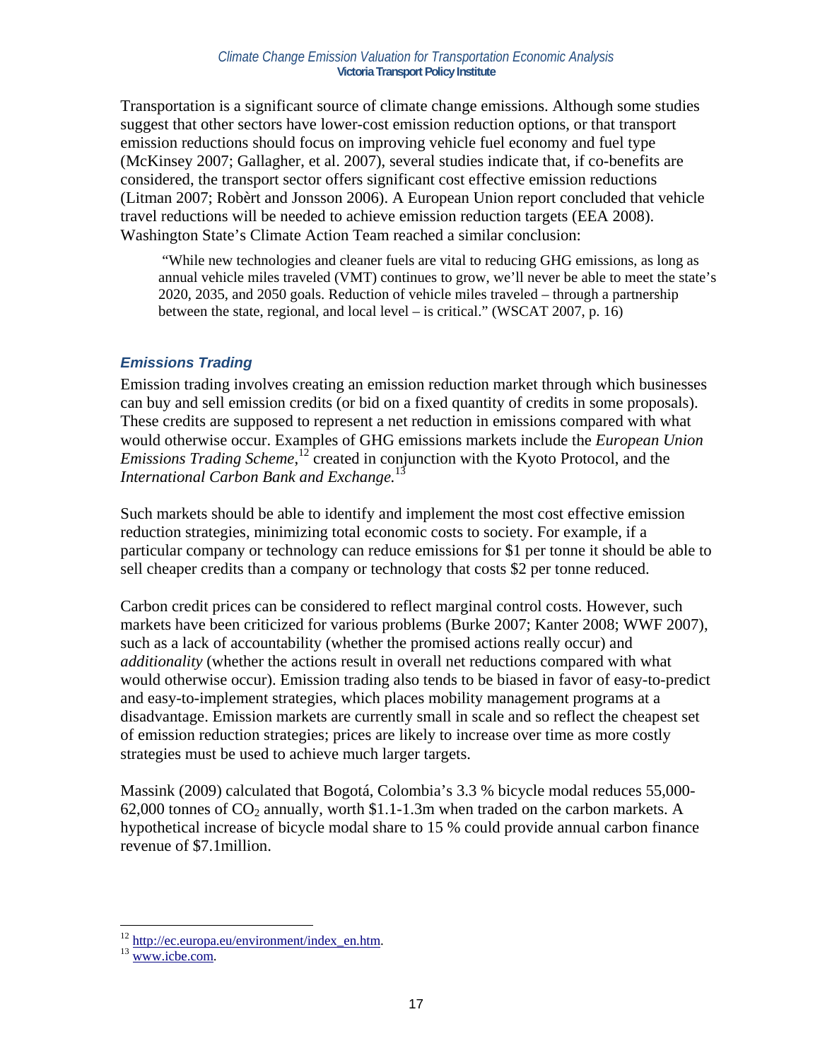Transportation is a significant source of climate change emissions. Although some studies suggest that other sectors have lower-cost emission reduction options, or that transport emission reductions should focus on improving vehicle fuel economy and fuel type (McKinsey 2007; Gallagher, et al. 2007), several studies indicate that, if co-benefits are considered, the transport sector offers significant cost effective emission reductions (Litman 2007; Robèrt and Jonsson 2006). A European Union report concluded that vehicle travel reductions will be needed to achieve emission reduction targets (EEA 2008). Washington State's Climate Action Team reached a similar conclusion:

> "While new technologies and cleaner fuels are vital to reducing GHG emissions, as long as annual vehicle miles traveled (VMT) continues to grow, we'll never be able to meet the state's 2020, 2035, and 2050 goals. Reduction of vehicle miles traveled – through a partnership between the state, regional, and local level – is critical." (WSCAT 2007, p. 16)

### *Emissions Trading*

Emission trading involves creating an emission reduction market through which businesses can buy and sell emission credits (or bid on a fixed quantity of credits in some proposals). These credits are supposed to represent a net reduction in emissions compared with what would otherwise occur. Examples of GHG emissions markets include the *European Union Emissions Trading Scheme*,[12] created in conjunction with the Kyoto Protocol, and the *International Carbon Bank and Exchange.*[13]

Such markets should be able to identify and implement the most cost effective emission reduction strategies, minimizing total economic costs to society. For example, if a particular company or technology can reduce emissions for $1 per tonne it should be able to sell cheaper credits than a company or technology that costs $2 per tonne reduced.

Carbon credit prices can be considered to reflect marginal control costs. However, such markets have been criticized for various problems (Burke 2007; Kanter 2008; WWF 2007), such as a lack of accountability (whether the promised actions really occur) and *additionality* (whether the actions result in overall net reductions compared with what would otherwise occur). Emission trading also tends to be biased in favor of easy-to-predict and easy-to-implement strategies, which places mobility management programs at a disadvantage. Emission markets are currently small in scale and so reflect the cheapest set of emission reduction strategies; prices are likely to increase over time as more costly strategies must be used to achieve much larger targets.

Massink (2009) calculated that Bogotá, Colombia's 3.3 % bicycle modal reduces 55,000-62,000 tonnes of $CO_2$ annually, worth $1.1-1.3m when traded on the carbon markets. A hypothetical increase of bicycle modal share to 15 % could provide annual carbon finance revenue of $7.1million.

---

[12] http://ec.europa.eu/environment/index_en.htm.

[13] www.icbe.com.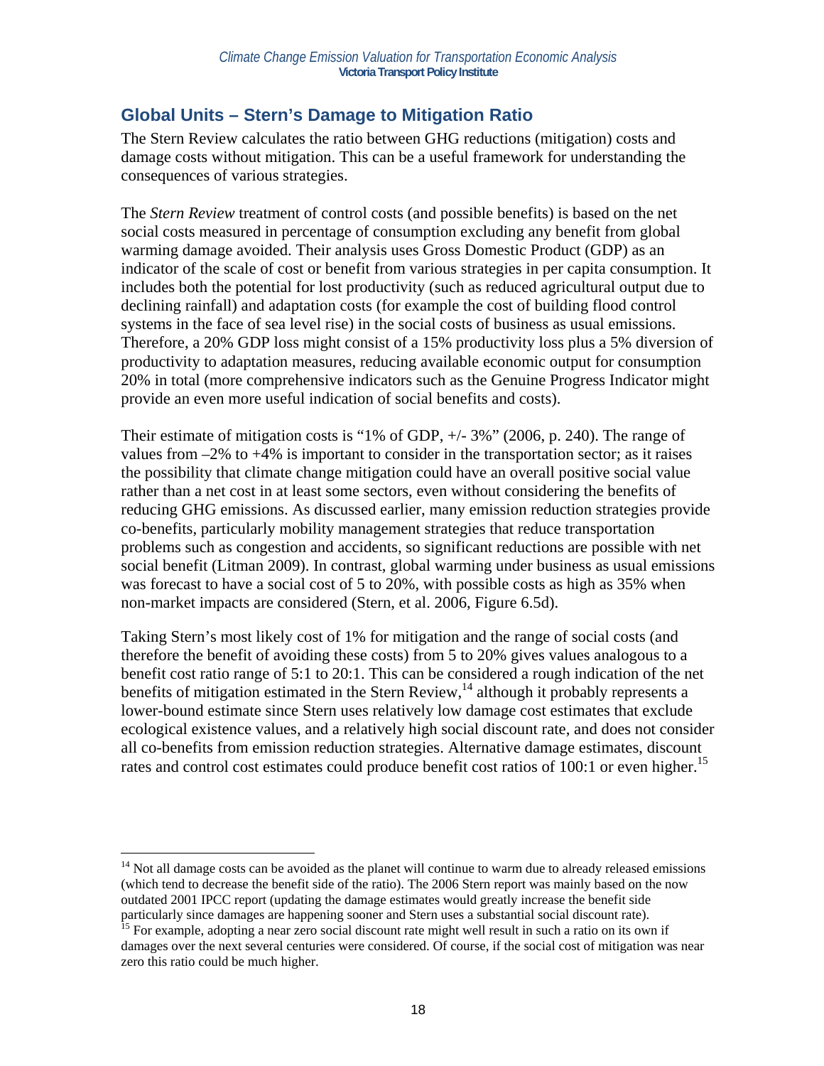## Global Units – Stern's Damage to Mitigation Ratio

The Stern Review calculates the ratio between GHG reductions (mitigation) costs and damage costs without mitigation. This can be a useful framework for understanding the consequences of various strategies.

The *Stern Review* treatment of control costs (and possible benefits) is based on the net social costs measured in percentage of consumption excluding any benefit from global warming damage avoided. Their analysis uses Gross Domestic Product (GDP) as an indicator of the scale of cost or benefit from various strategies in per capita consumption. It includes both the potential for lost productivity (such as reduced agricultural output due to declining rainfall) and adaptation costs (for example the cost of building flood control systems in the face of sea level rise) in the social costs of business as usual emissions. Therefore, a 20% GDP loss might consist of a 15% productivity loss plus a 5% diversion of productivity to adaptation measures, reducing available economic output for consumption 20% in total (more comprehensive indicators such as the Genuine Progress Indicator might provide an even more useful indication of social benefits and costs).

Their estimate of mitigation costs is "1% of GDP, +/- 3%" (2006, p. 240). The range of values from –2% to +4% is important to consider in the transportation sector; as it raises the possibility that climate change mitigation could have an overall positive social value rather than a net cost in at least some sectors, even without considering the benefits of reducing GHG emissions. As discussed earlier, many emission reduction strategies provide co-benefits, particularly mobility management strategies that reduce transportation problems such as congestion and accidents, so significant reductions are possible with net social benefit (Litman 2009). In contrast, global warming under business as usual emissions was forecast to have a social cost of 5 to 20%, with possible costs as high as 35% when non-market impacts are considered (Stern, et al. 2006, Figure 6.5d).

Taking Stern's most likely cost of 1% for mitigation and the range of social costs (and therefore the benefit of avoiding these costs) from 5 to 20% gives values analogous to a benefit cost ratio range of 5:1 to 20:1. This can be considered a rough indication of the net benefits of mitigation estimated in the Stern Review,[14] although it probably represents a lower-bound estimate since Stern uses relatively low damage cost estimates that exclude ecological existence values, and a relatively high social discount rate, and does not consider all co-benefits from emission reduction strategies. Alternative damage estimates, discount rates and control cost estimates could produce benefit cost ratios of 100:1 or even higher.[15]

---

[14] Not all damage costs can be avoided as the planet will continue to warm due to already released emissions (which tend to decrease the benefit side of the ratio). The 2006 Stern report was mainly based on the now outdated 2001 IPCC report (updating the damage estimates would greatly increase the benefit side particularly since damages are happening sooner and Stern uses a substantial social discount rate).

[15] For example, adopting a near zero social discount rate might well result in such a ratio on its own if damages over the next several centuries were considered. Of course, if the social cost of mitigation was near zero this ratio could be much higher.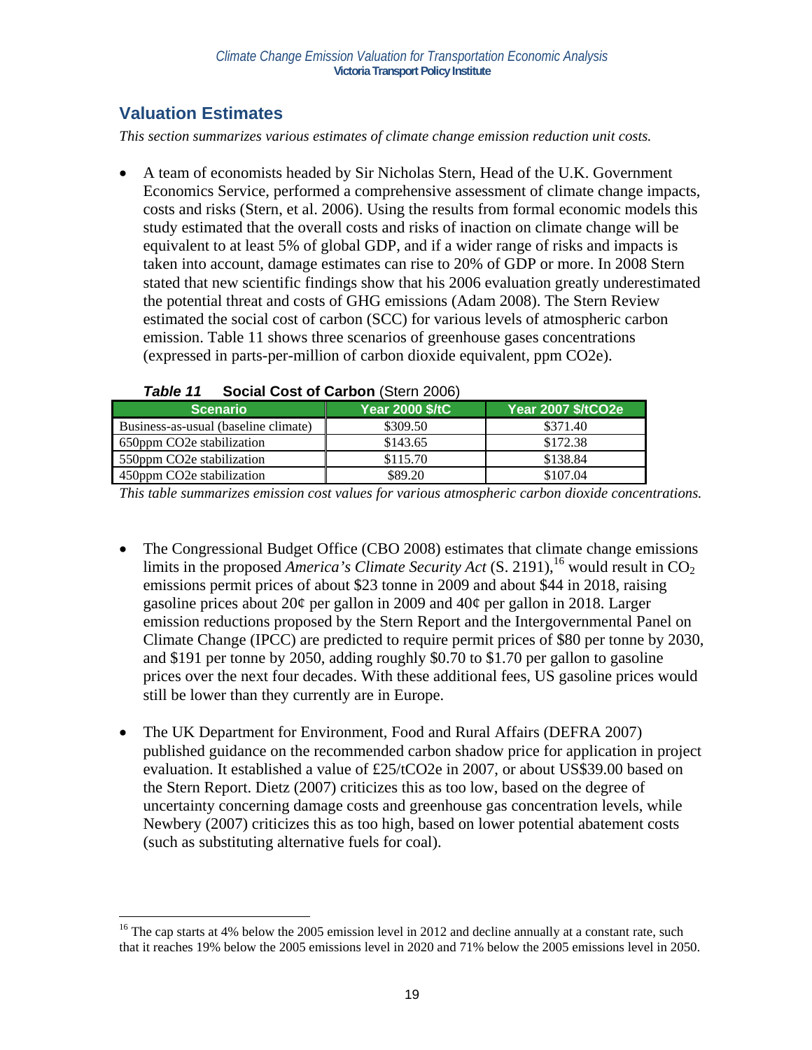## Valuation Estimates

*This section summarizes various estimates of climate change emission reduction unit costs.*

- A team of economists headed by Sir Nicholas Stern, Head of the U.K. Government Economics Service, performed a comprehensive assessment of climate change impacts, costs and risks (Stern, et al. 2006). Using the results from formal economic models this study estimated that the overall costs and risks of inaction on climate change will be equivalent to at least 5% of global GDP, and if a wider range of risks and impacts is taken into account, damage estimates can rise to 20% of GDP or more. In 2008 Stern stated that new scientific findings show that his 2006 evaluation greatly underestimated the potential threat and costs of GHG emissions (Adam 2008). The Stern Review estimated the social cost of carbon (SCC) for various levels of atmospheric carbon emission. Table 11 shows three scenarios of greenhouse gases concentrations (expressed in parts-per-million of carbon dioxide equivalent, ppm CO2e).

***Table 11*** **Social Cost of Carbon** (Stern 2006)

| Scenario | Year 2000 $/tC | Year 2007 $/tCO2e |
|---|---|---|
| Business-as-usual (baseline climate) | $309.50 | $371.40 |
| 650ppm CO2e stabilization | $143.65 | $172.38 |
| 550ppm CO2e stabilization | $115.70 | $138.84 |
| 450ppm CO2e stabilization | $89.20 | $107.04 |

*This table summarizes emission cost values for various atmospheric carbon dioxide concentrations.*

- The Congressional Budget Office (CBO 2008) estimates that climate change emissions limits in the proposed *America's Climate Security Act* (S. 2191),[16] would result in $CO_2$ emissions permit prices of about $23 tonne in 2009 and about $44 in 2018, raising gasoline prices about 20¢ per gallon in 2009 and 40¢ per gallon in 2018. Larger emission reductions proposed by the Stern Report and the Intergovernmental Panel on Climate Change (IPCC) are predicted to require permit prices of $80 per tonne by 2030, and $191 per tonne by 2050, adding roughly $0.70 to $1.70 per gallon to gasoline prices over the next four decades. With these additional fees, US gasoline prices would still be lower than they currently are in Europe.

- The UK Department for Environment, Food and Rural Affairs (DEFRA 2007) published guidance on the recommended carbon shadow price for application in project evaluation. It established a value of £25/tCO2e in 2007, or about US$39.00 based on the Stern Report. Dietz (2007) criticizes this as too low, based on the degree of uncertainty concerning damage costs and greenhouse gas concentration levels, while Newbery (2007) criticizes this as too high, based on lower potential abatement costs (such as substituting alternative fuels for coal).

[16] The cap starts at 4% below the 2005 emission level in 2012 and decline annually at a constant rate, such that it reaches 19% below the 2005 emissions level in 2020 and 71% below the 2005 emissions level in 2050.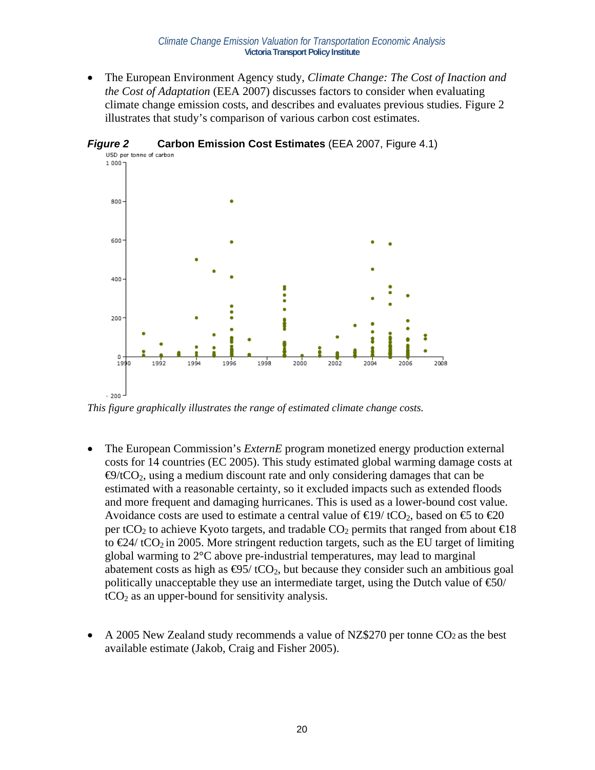- The European Environment Agency study, *Climate Change: The Cost of Inaction and the Cost of Adaptation* (EEA 2007) discusses factors to consider when evaluating climate change emission costs, and describes and evaluates previous studies. Figure 2 illustrates that study's comparison of various carbon cost estimates.

***Figure 2*** **Carbon Emission Cost Estimates** (EEA 2007, Figure 4.1)

*This figure graphically illustrates the range of estimated climate change costs.*

- The European Commission's *ExternE* program monetized energy production external costs for 14 countries (EC 2005). This study estimated global warming damage costs at €9/t$CO_2$, using a medium discount rate and only considering damages that can be estimated with a reasonable certainty, so it excluded impacts such as extended floods and more frequent and damaging hurricanes. This is used as a lower-bound cost value. Avoidance costs are used to estimate a central value of €19/ t$CO_2$, based on €5 to €20 per t$CO_2$ to achieve Kyoto targets, and tradable $CO_2$ permits that ranged from about €18 to €24/ t$CO_2$ in 2005. More stringent reduction targets, such as the EU target of limiting global warming to 2°C above pre-industrial temperatures, may lead to marginal abatement costs as high as €95/ t$CO_2$, but because they consider such an ambitious goal politically unacceptable they use an intermediate target, using the Dutch value of €50/ t$CO_2$ as an upper-bound for sensitivity analysis.

- A 2005 New Zealand study recommends a value of NZ$270 per tonne $CO_2$ as the best available estimate (Jakob, Craig and Fisher 2005).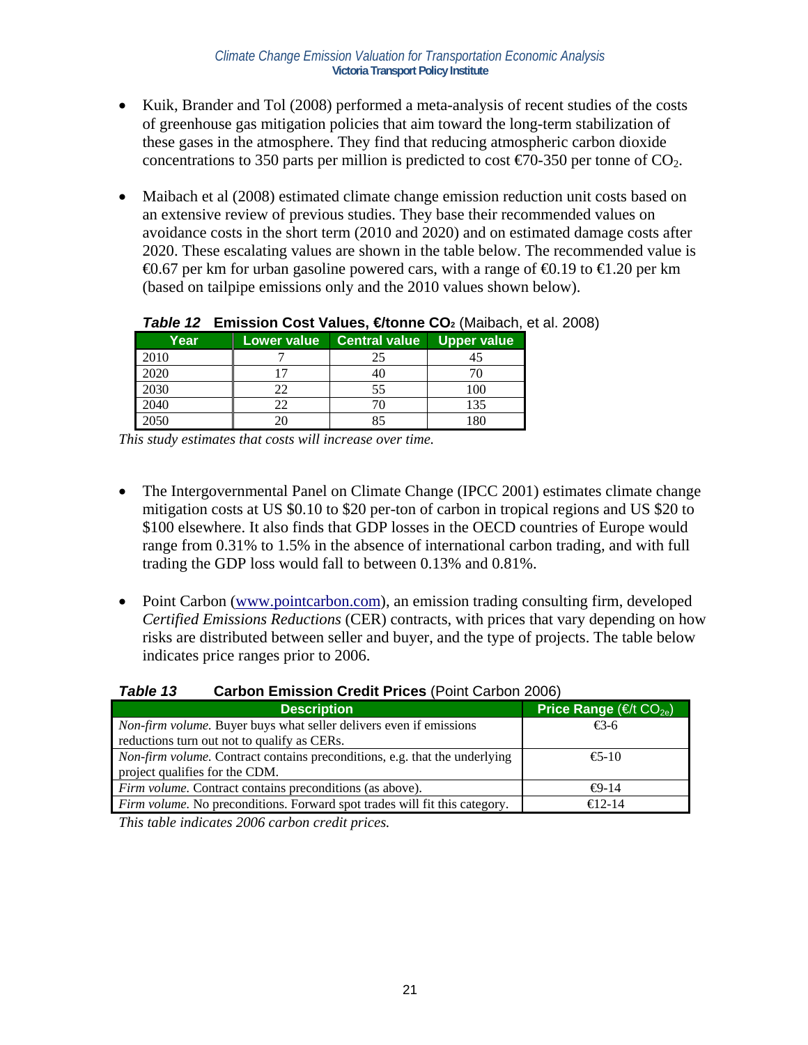- Kuik, Brander and Tol (2008) performed a meta-analysis of recent studies of the costs of greenhouse gas mitigation policies that aim toward the long-term stabilization of these gases in the atmosphere. They find that reducing atmospheric carbon dioxide concentrations to 350 parts per million is predicted to cost €70-350 per tonne of $CO_2$.

- Maibach et al (2008) estimated climate change emission reduction unit costs based on an extensive review of previous studies. They base their recommended values on avoidance costs in the short term (2010 and 2020) and on estimated damage costs after 2020. These escalating values are shown in the table below. The recommended value is €0.67 per km for urban gasoline powered cars, with a range of €0.19 to €1.20 per km (based on tailpipe emissions only and the 2010 values shown below).

***Table 12*** **Emission Cost Values, €/tonne $CO_2$** (Maibach, et al. 2008)

| Year | Lower value | Central value | Upper value |
|---|---|---|---|
| 2010 | 7 | 25 | 45 |
| 2020 | 17 | 40 | 70 |
| 2030 | 22 | 55 | 100 |
| 2040 | 22 | 70 | 135 |
| 2050 | 20 | 85 | 180 |

*This study estimates that costs will increase over time.*

- The Intergovernmental Panel on Climate Change (IPCC 2001) estimates climate change mitigation costs at US \$0.10 to \$20 per-ton of carbon in tropical regions and US \$20 to \$100 elsewhere. It also finds that GDP losses in the OECD countries of Europe would range from 0.31% to 1.5% in the absence of international carbon trading, and with full trading the GDP loss would fall to between 0.13% and 0.81%.

- Point Carbon (www.pointcarbon.com), an emission trading consulting firm, developed *Certified Emissions Reductions* (CER) contracts, with prices that vary depending on how risks are distributed between seller and buyer, and the type of projects. The table below indicates price ranges prior to 2006.

***Table 13*** **Carbon Emission Credit Prices** (Point Carbon 2006)

| Description | Price Range (€/t $CO_{2e}$) |
|---|---|
| *Non-firm volume.* Buyer buys what seller delivers even if emissions reductions turn out not to qualify as CERs. | €3-6 |
| *Non-firm volume.* Contract contains preconditions, e.g. that the underlying project qualifies for the CDM. | €5-10 |
| *Firm volume.* Contract contains preconditions (as above). | €9-14 |
| *Firm volume.* No preconditions. Forward spot trades will fit this category. | €12-14 |

*This table indicates 2006 carbon credit prices.*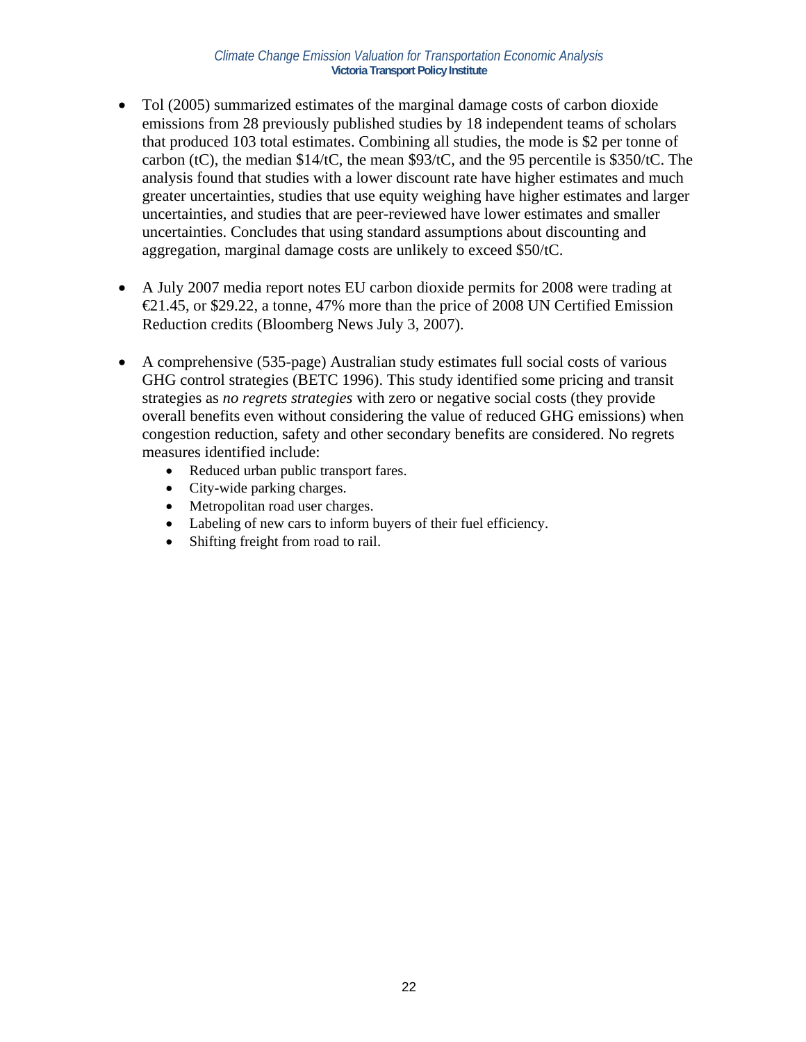- Tol (2005) summarized estimates of the marginal damage costs of carbon dioxide emissions from 28 previously published studies by 18 independent teams of scholars that produced 103 total estimates. Combining all studies, the mode is $2 per tonne of carbon (tC), the median $14/tC, the mean $93/tC, and the 95 percentile is $350/tC. The analysis found that studies with a lower discount rate have higher estimates and much greater uncertainties, studies that use equity weighing have higher estimates and larger uncertainties, and studies that are peer-reviewed have lower estimates and smaller uncertainties. Concludes that using standard assumptions about discounting and aggregation, marginal damage costs are unlikely to exceed $50/tC.

- A July 2007 media report notes EU carbon dioxide permits for 2008 were trading at €21.45, or $29.22, a tonne, 47% more than the price of 2008 UN Certified Emission Reduction credits (Bloomberg News July 3, 2007).

- A comprehensive (535-page) Australian study estimates full social costs of various GHG control strategies (BETC 1996). This study identified some pricing and transit strategies as *no regrets strategies* with zero or negative social costs (they provide overall benefits even without considering the value of reduced GHG emissions) when congestion reduction, safety and other secondary benefits are considered. No regrets measures identified include:
  - Reduced urban public transport fares.
  - City-wide parking charges.
  - Metropolitan road user charges.
  - Labeling of new cars to inform buyers of their fuel efficiency.
  - Shifting freight from road to rail.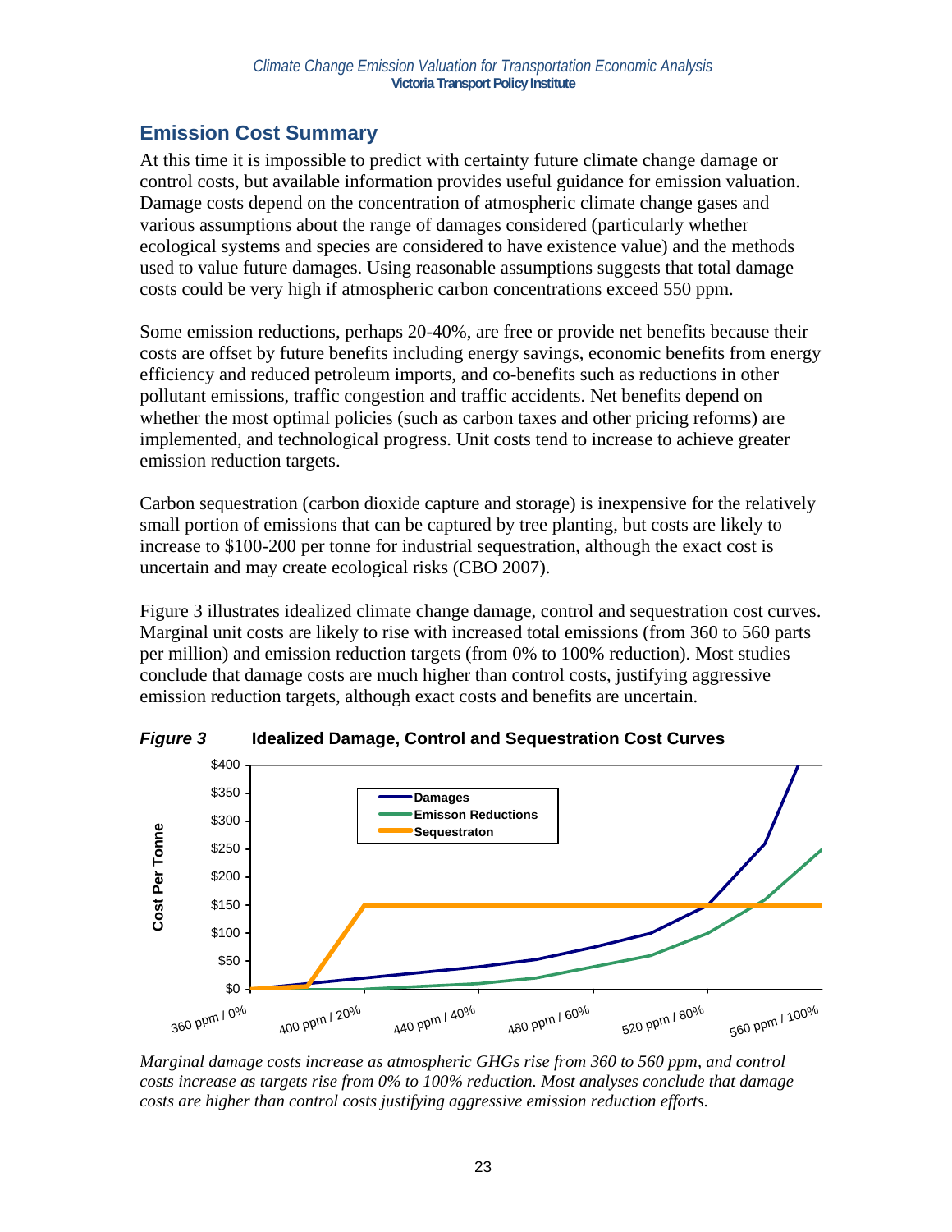## Emission Cost Summary

At this time it is impossible to predict with certainty future climate change damage or control costs, but available information provides useful guidance for emission valuation. Damage costs depend on the concentration of atmospheric climate change gases and various assumptions about the range of damages considered (particularly whether ecological systems and species are considered to have existence value) and the methods used to value future damages. Using reasonable assumptions suggests that total damage costs could be very high if atmospheric carbon concentrations exceed 550 ppm.

Some emission reductions, perhaps 20-40%, are free or provide net benefits because their costs are offset by future benefits including energy savings, economic benefits from energy efficiency and reduced petroleum imports, and co-benefits such as reductions in other pollutant emissions, traffic congestion and traffic accidents. Net benefits depend on whether the most optimal policies (such as carbon taxes and other pricing reforms) are implemented, and technological progress. Unit costs tend to increase to achieve greater emission reduction targets.

Carbon sequestration (carbon dioxide capture and storage) is inexpensive for the relatively small portion of emissions that can be captured by tree planting, but costs are likely to increase to $100-200 per tonne for industrial sequestration, although the exact cost is uncertain and may create ecological risks (CBO 2007).

Figure 3 illustrates idealized climate change damage, control and sequestration cost curves. Marginal unit costs are likely to rise with increased total emissions (from 360 to 560 parts per million) and emission reduction targets (from 0% to 100% reduction). Most studies conclude that damage costs are much higher than control costs, justifying aggressive emission reduction targets, although exact costs and benefits are uncertain.

***Figure 3*** **Idealized Damage, Control and Sequestration Cost Curves**

*Marginal damage costs increase as atmospheric GHGs rise from 360 to 560 ppm, and control costs increase as targets rise from 0% to 100% reduction. Most analyses conclude that damage costs are higher than control costs justifying aggressive emission reduction efforts.*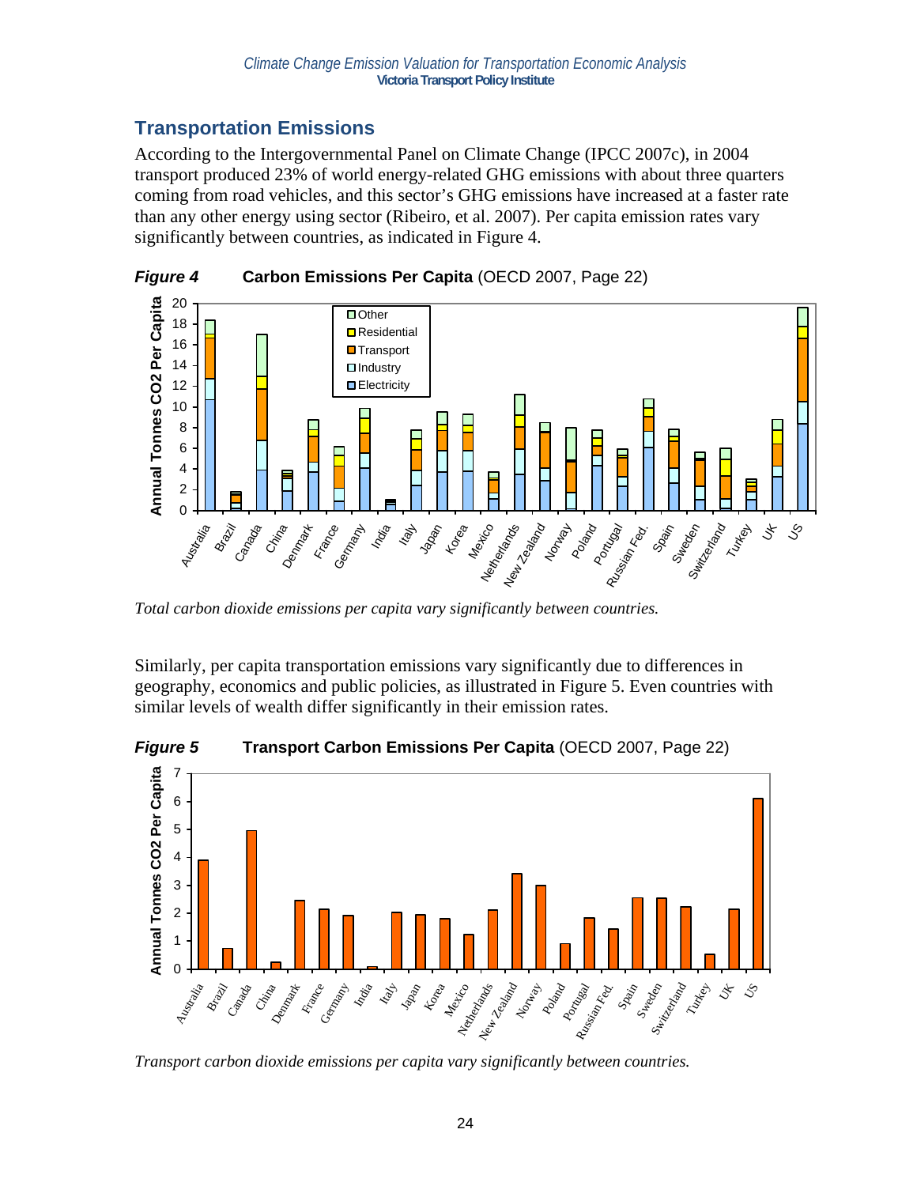## Transportation Emissions

According to the Intergovernmental Panel on Climate Change (IPCC 2007c), in 2004 transport produced 23% of world energy-related GHG emissions with about three quarters coming from road vehicles, and this sector's GHG emissions have increased at a faster rate than any other energy using sector (Ribeiro, et al. 2007). Per capita emission rates vary significantly between countries, as indicated in Figure 4.

***Figure 4*** **Carbon Emissions Per Capita** (OECD 2007, Page 22)

*Total carbon dioxide emissions per capita vary significantly between countries.*

Similarly, per capita transportation emissions vary significantly due to differences in geography, economics and public policies, as illustrated in Figure 5. Even countries with similar levels of wealth differ significantly in their emission rates.

***Figure 5*** **Transport Carbon Emissions Per Capita** (OECD 2007, Page 22)

*Transport carbon dioxide emissions per capita vary significantly between countries.*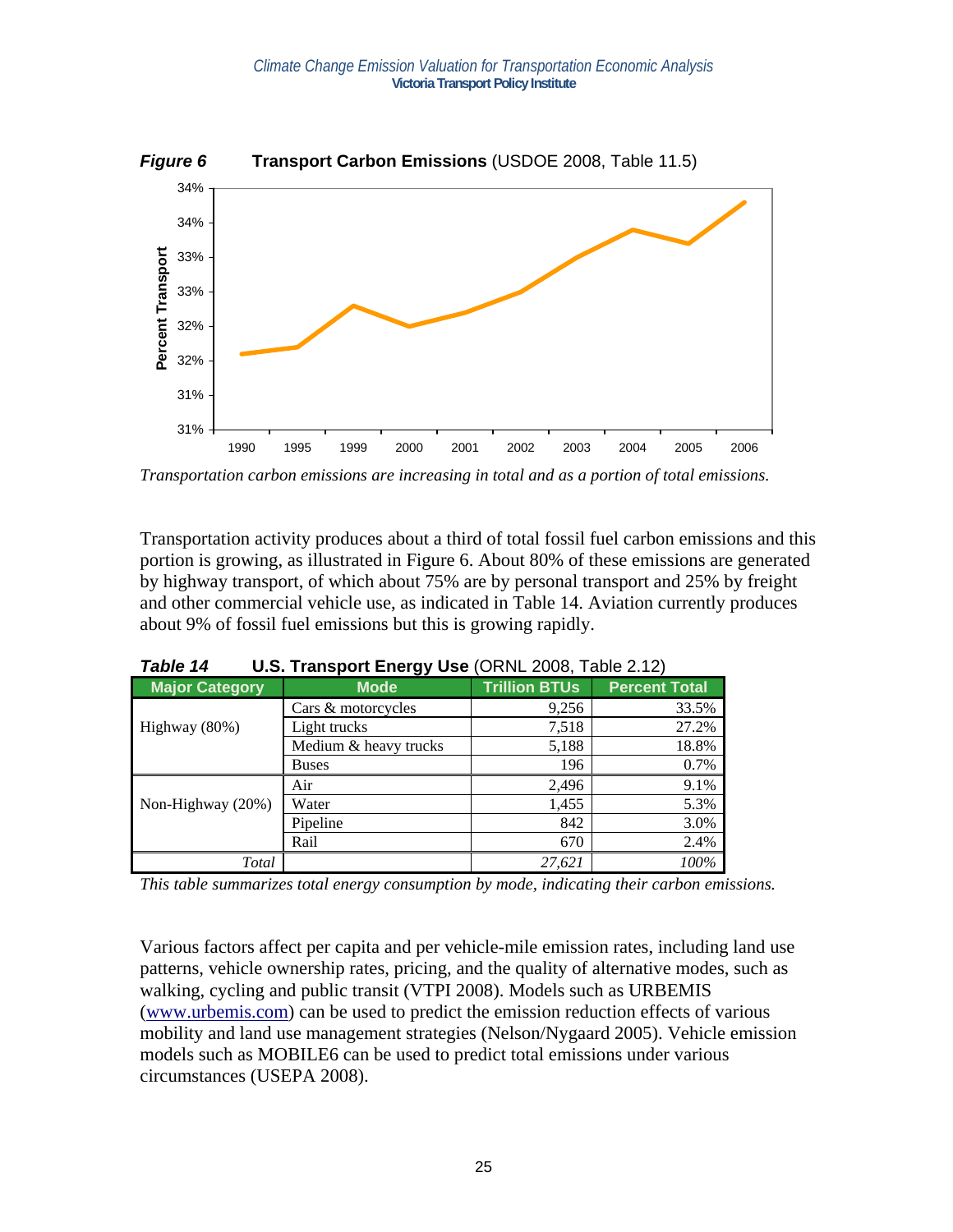***Figure 6*** **Transport Carbon Emissions** (USDOE 2008, Table 11.5)

*Transportation carbon emissions are increasing in total and as a portion of total emissions.*

Transportation activity produces about a third of total fossil fuel carbon emissions and this portion is growing, as illustrated in Figure 6. About 80% of these emissions are generated by highway transport, of which about 75% are by personal transport and 25% by freight and other commercial vehicle use, as indicated in Table 14. Aviation currently produces about 9% of fossil fuel emissions but this is growing rapidly.

***Table 14*** **U.S. Transport Energy Use** (ORNL 2008, Table 2.12)

| Major Category | Mode | Trillion BTUs | Percent Total |
|---|---|---|---|
| Highway (80%) | Cars & motorcycles | 9,256 | 33.5% |
| | Light trucks | 7,518 | 27.2% |
| | Medium & heavy trucks | 5,188 | 18.8% |
| | Buses | 196 | 0.7% |
| Non-Highway (20%) | Air | 2,496 | 9.1% |
| | Water | 1,455 | 5.3% |
| | Pipeline | 842 | 3.0% |
| | Rail | 670 | 2.4% |
| *Total* | | *27,621* | *100%* |

*This table summarizes total energy consumption by mode, indicating their carbon emissions.*

Various factors affect per capita and per vehicle-mile emission rates, including land use patterns, vehicle ownership rates, pricing, and the quality of alternative modes, such as walking, cycling and public transit (VTPI 2008). Models such as URBEMIS (www.urbemis.com) can be used to predict the emission reduction effects of various mobility and land use management strategies (Nelson/Nygaard 2005). Vehicle emission models such as MOBILE6 can be used to predict total emissions under various circumstances (USEPA 2008).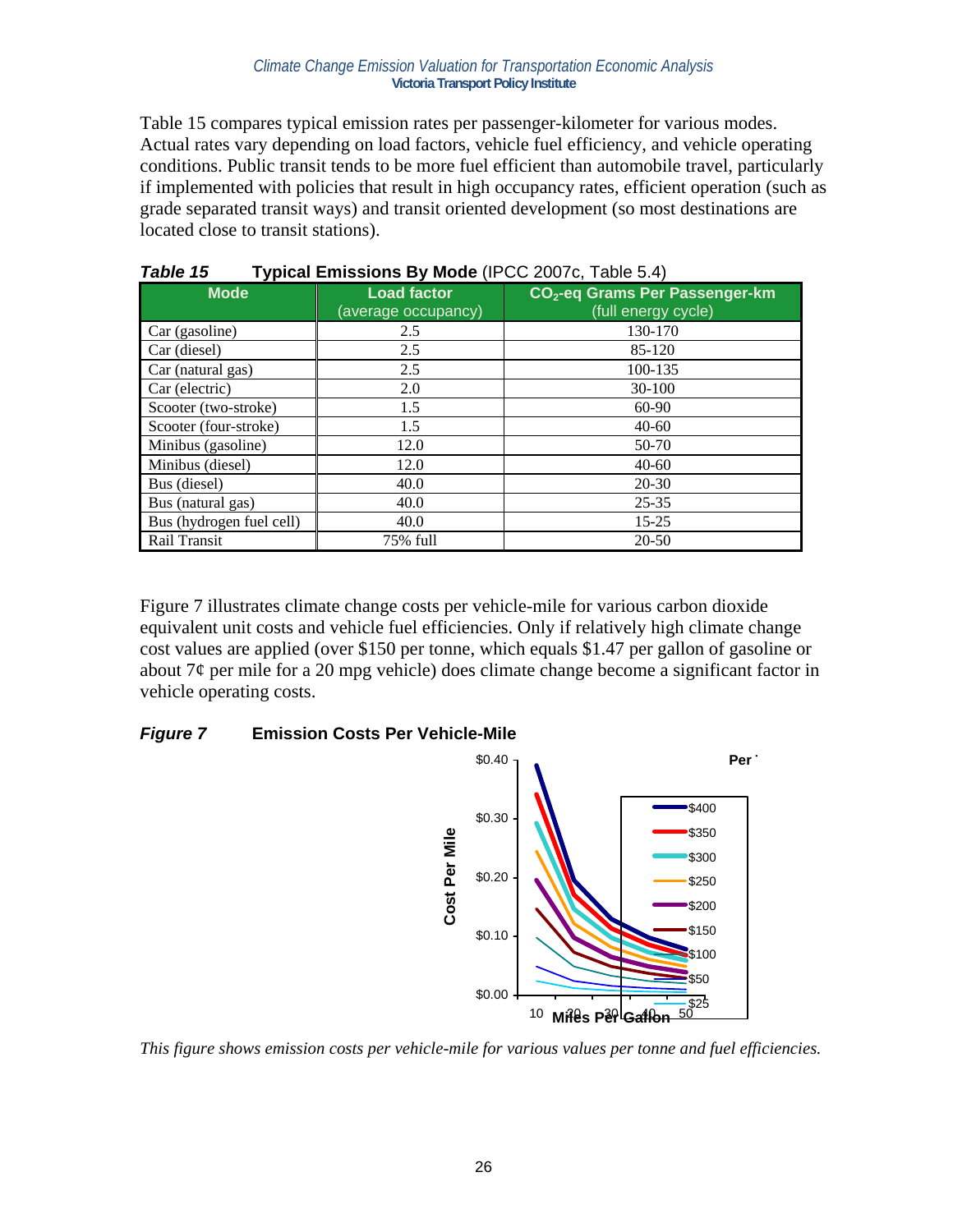Table 15 compares typical emission rates per passenger-kilometer for various modes. Actual rates vary depending on load factors, vehicle fuel efficiency, and vehicle operating conditions. Public transit tends to be more fuel efficient than automobile travel, particularly if implemented with policies that result in high occupancy rates, efficient operation (such as grade separated transit ways) and transit oriented development (so most destinations are located close to transit stations).

***Table 15*** **Typical Emissions By Mode** (IPCC 2007c, Table 5.4)

| Mode | Load factor (average occupancy) | $CO_2$-eq Grams Per Passenger-km (full energy cycle) |
|---|---|---|
| Car (gasoline) | 2.5 | 130-170 |
| Car (diesel) | 2.5 | 85-120 |
| Car (natural gas) | 2.5 | 100-135 |
| Car (electric) | 2.0 | 30-100 |
| Scooter (two-stroke) | 1.5 | 60-90 |
| Scooter (four-stroke) | 1.5 | 40-60 |
| Minibus (gasoline) | 12.0 | 50-70 |
| Minibus (diesel) | 12.0 | 40-60 |
| Bus (diesel) | 40.0 | 20-30 |
| Bus (natural gas) | 40.0 | 25-35 |
| Bus (hydrogen fuel cell) | 40.0 | 15-25 |
| Rail Transit | 75% full | 20-50 |

Figure 7 illustrates climate change costs per vehicle-mile for various carbon dioxide equivalent unit costs and vehicle fuel efficiencies. Only if relatively high climate change cost values are applied (over $150 per tonne, which equals $1.47 per gallon of gasoline or about 7¢ per mile for a 20 mpg vehicle) does climate change become a significant factor in vehicle operating costs.

***Figure 7*** **Emission Costs Per Vehicle-Mile**

*This figure shows emission costs per vehicle-mile for various values per tonne and fuel efficiencies.*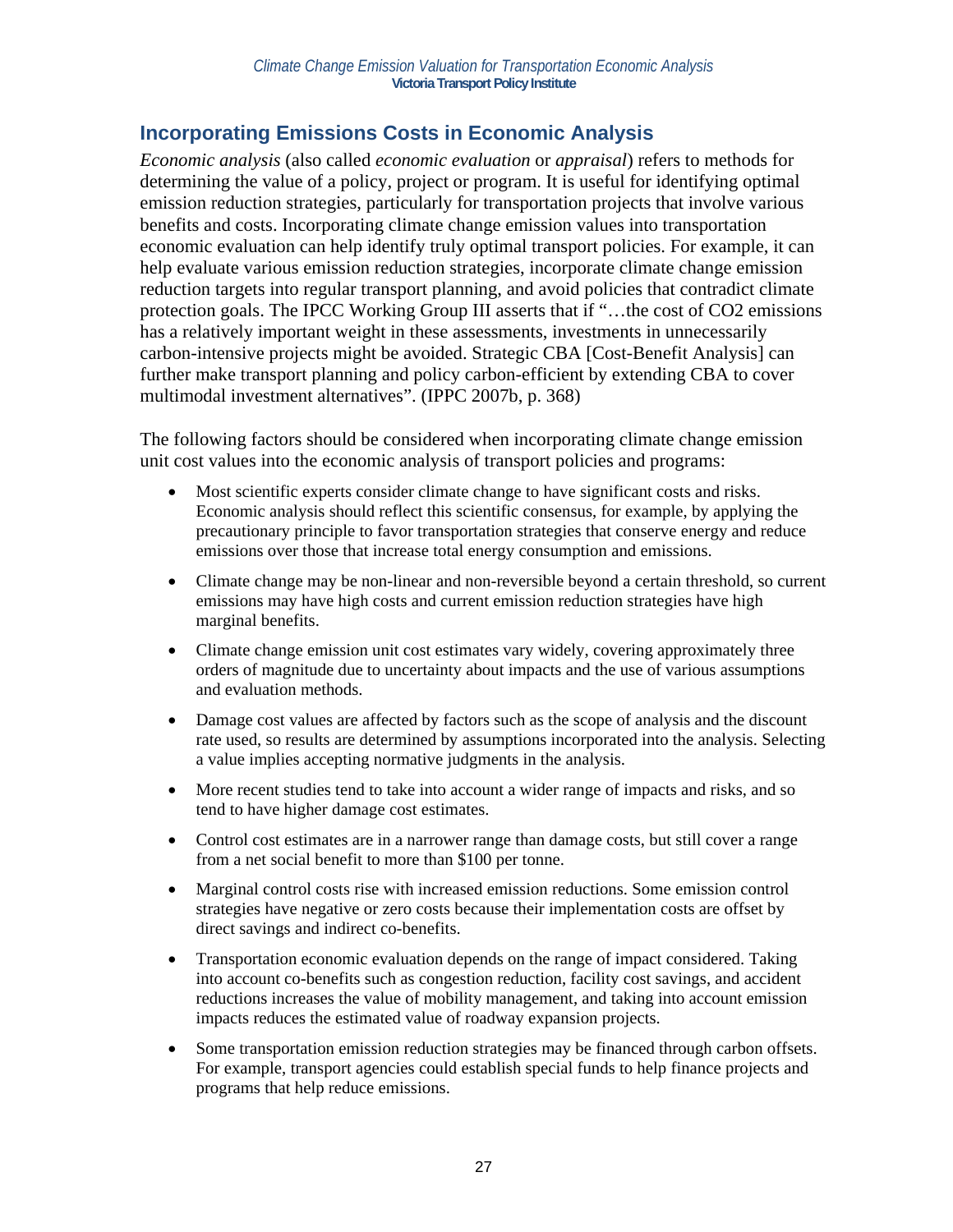## Incorporating Emissions Costs in Economic Analysis

*Economic analysis* (also called *economic evaluation* or *appraisal*) refers to methods for determining the value of a policy, project or program. It is useful for identifying optimal emission reduction strategies, particularly for transportation projects that involve various benefits and costs. Incorporating climate change emission values into transportation economic evaluation can help identify truly optimal transport policies. For example, it can help evaluate various emission reduction strategies, incorporate climate change emission reduction targets into regular transport planning, and avoid policies that contradict climate protection goals. The IPCC Working Group III asserts that if "…the cost of $CO_2$ emissions has a relatively important weight in these assessments, investments in unnecessarily carbon-intensive projects might be avoided. Strategic CBA [Cost-Benefit Analysis] can further make transport planning and policy carbon-efficient by extending CBA to cover multimodal investment alternatives". (IPPC 2007b, p. 368)

The following factors should be considered when incorporating climate change emission unit cost values into the economic analysis of transport policies and programs:

- Most scientific experts consider climate change to have significant costs and risks. Economic analysis should reflect this scientific consensus, for example, by applying the precautionary principle to favor transportation strategies that conserve energy and reduce emissions over those that increase total energy consumption and emissions.
- Climate change may be non-linear and non-reversible beyond a certain threshold, so current emissions may have high costs and current emission reduction strategies have high marginal benefits.
- Climate change emission unit cost estimates vary widely, covering approximately three orders of magnitude due to uncertainty about impacts and the use of various assumptions and evaluation methods.
- Damage cost values are affected by factors such as the scope of analysis and the discount rate used, so results are determined by assumptions incorporated into the analysis. Selecting a value implies accepting normative judgments in the analysis.
- More recent studies tend to take into account a wider range of impacts and risks, and so tend to have higher damage cost estimates.
- Control cost estimates are in a narrower range than damage costs, but still cover a range from a net social benefit to more than $100 per tonne.
- Marginal control costs rise with increased emission reductions. Some emission control strategies have negative or zero costs because their implementation costs are offset by direct savings and indirect co-benefits.
- Transportation economic evaluation depends on the range of impact considered. Taking into account co-benefits such as congestion reduction, facility cost savings, and accident reductions increases the value of mobility management, and taking into account emission impacts reduces the estimated value of roadway expansion projects.
- Some transportation emission reduction strategies may be financed through carbon offsets. For example, transport agencies could establish special funds to help finance projects and programs that help reduce emissions.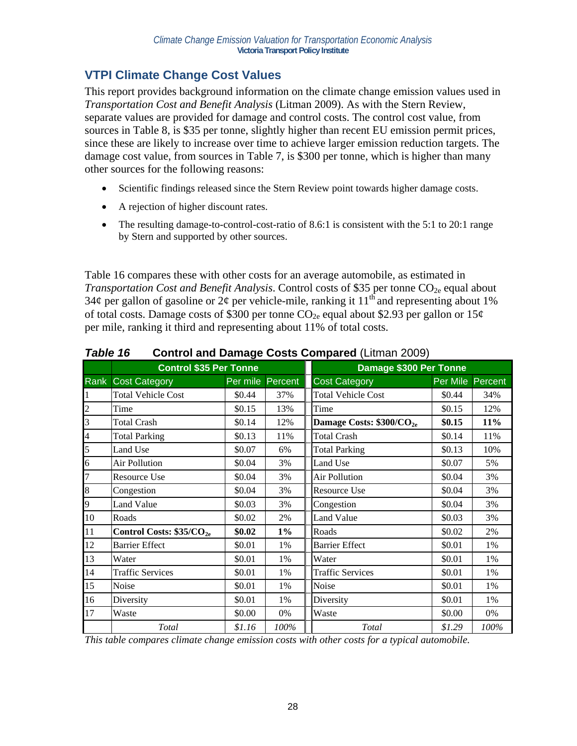## VTPI Climate Change Cost Values

This report provides background information on the climate change emission values used in *Transportation Cost and Benefit Analysis* (Litman 2009). As with the Stern Review, separate values are provided for damage and control costs. The control cost value, from sources in Table 8, is \$35 per tonne, slightly higher than recent EU emission permit prices, since these are likely to increase over time to achieve larger emission reduction targets. The damage cost value, from sources in Table 7, is \$300 per tonne, which is higher than many other sources for the following reasons:

- Scientific findings released since the Stern Review point towards higher damage costs.
- A rejection of higher discount rates.
- The resulting damage-to-control-cost-ratio of 8.6:1 is consistent with the 5:1 to 20:1 range by Stern and supported by other sources.

Table 16 compares these with other costs for an average automobile, as estimated in *Transportation Cost and Benefit Analysis*. Control costs of \$35 per tonne $CO_{2e}$ equal about 34¢ per gallon of gasoline or 2¢ per vehicle-mile, ranking it 11th and representing about 1% of total costs. Damage costs of \$300 per tonne $CO_{2e}$ equal about \$2.93 per gallon or 15¢ per mile, ranking it third and representing about 11% of total costs.

***Table 16*** **Control and Damage Costs Compared** (Litman 2009)

| | Control \$35 Per Tonne | | | Damage \$300 Per Tonne | | |
|---|---|---|---|---|---|---|
| Rank | Cost Category | Per mile | Percent | Cost Category | Per Mile | Percent |
| 1 | Total Vehicle Cost | \$0.44 | 37% | Total Vehicle Cost | \$0.44 | 34% |
| 2 | Time | \$0.15 | 13% | Time | \$0.15 | 12% |
| 3 | Total Crash | \$0.14 | 12% | **Damage Costs: \$300/$CO_{2e}$** | **\$0.15** | **11%** |
| 4 | Total Parking | \$0.13 | 11% | Total Crash | \$0.14 | 11% |
| 5 | Land Use | \$0.07 | 6% | Total Parking | \$0.13 | 10% |
| 6 | Air Pollution | \$0.04 | 3% | Land Use | \$0.07 | 5% |
| 7 | Resource Use | \$0.04 | 3% | Air Pollution | \$0.04 | 3% |
| 8 | Congestion | \$0.04 | 3% | Resource Use | \$0.04 | 3% |
| 9 | Land Value | \$0.03 | 3% | Congestion | \$0.04 | 3% |
| 10 | Roads | \$0.02 | 2% | Land Value | \$0.03 | 3% |
| 11 | **Control Costs: \$35/$CO_{2e}$** | **\$0.02** | **1%** | Roads | \$0.02 | 2% |
| 12 | Barrier Effect | \$0.01 | 1% | Barrier Effect | \$0.01 | 1% |
| 13 | Water | \$0.01 | 1% | Water | \$0.01 | 1% |
| 14 | Traffic Services | \$0.01 | 1% | Traffic Services | \$0.01 | 1% |
| 15 | Noise | \$0.01 | 1% | Noise | \$0.01 | 1% |
| 16 | Diversity | \$0.01 | 1% | Diversity | \$0.01 | 1% |
| 17 | Waste | \$0.00 | 0% | Waste | \$0.00 | 0% |
| | *Total* | *\$1.16* | *100%* | *Total* | *\$1.29* | *100%* |

*This table compares climate change emission costs with other costs for a typical automobile.*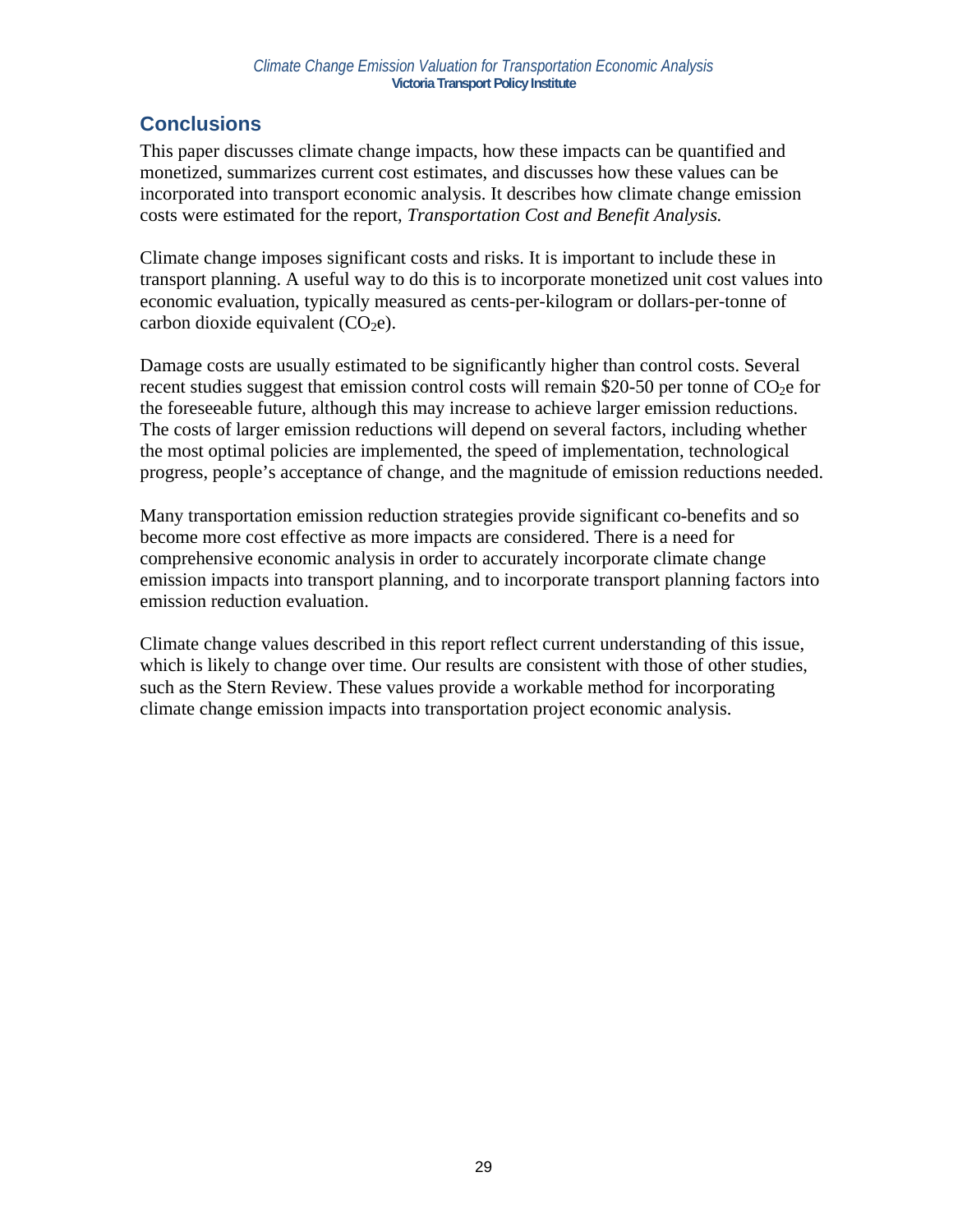## Conclusions

This paper discusses climate change impacts, how these impacts can be quantified and monetized, summarizes current cost estimates, and discusses how these values can be incorporated into transport economic analysis. It describes how climate change emission costs were estimated for the report, *Transportation Cost and Benefit Analysis.*

Climate change imposes significant costs and risks. It is important to include these in transport planning. A useful way to do this is to incorporate monetized unit cost values into economic evaluation, typically measured as cents-per-kilogram or dollars-per-tonne of carbon dioxide equivalent ($CO_2e$).

Damage costs are usually estimated to be significantly higher than control costs. Several recent studies suggest that emission control costs will remain $20-50 per tonne of $CO_2e$ for the foreseeable future, although this may increase to achieve larger emission reductions. The costs of larger emission reductions will depend on several factors, including whether the most optimal policies are implemented, the speed of implementation, technological progress, people's acceptance of change, and the magnitude of emission reductions needed.

Many transportation emission reduction strategies provide significant co-benefits and so become more cost effective as more impacts are considered. There is a need for comprehensive economic analysis in order to accurately incorporate climate change emission impacts into transport planning, and to incorporate transport planning factors into emission reduction evaluation.

Climate change values described in this report reflect current understanding of this issue, which is likely to change over time. Our results are consistent with those of other studies, such as the Stern Review. These values provide a workable method for incorporating climate change emission impacts into transportation project economic analysis.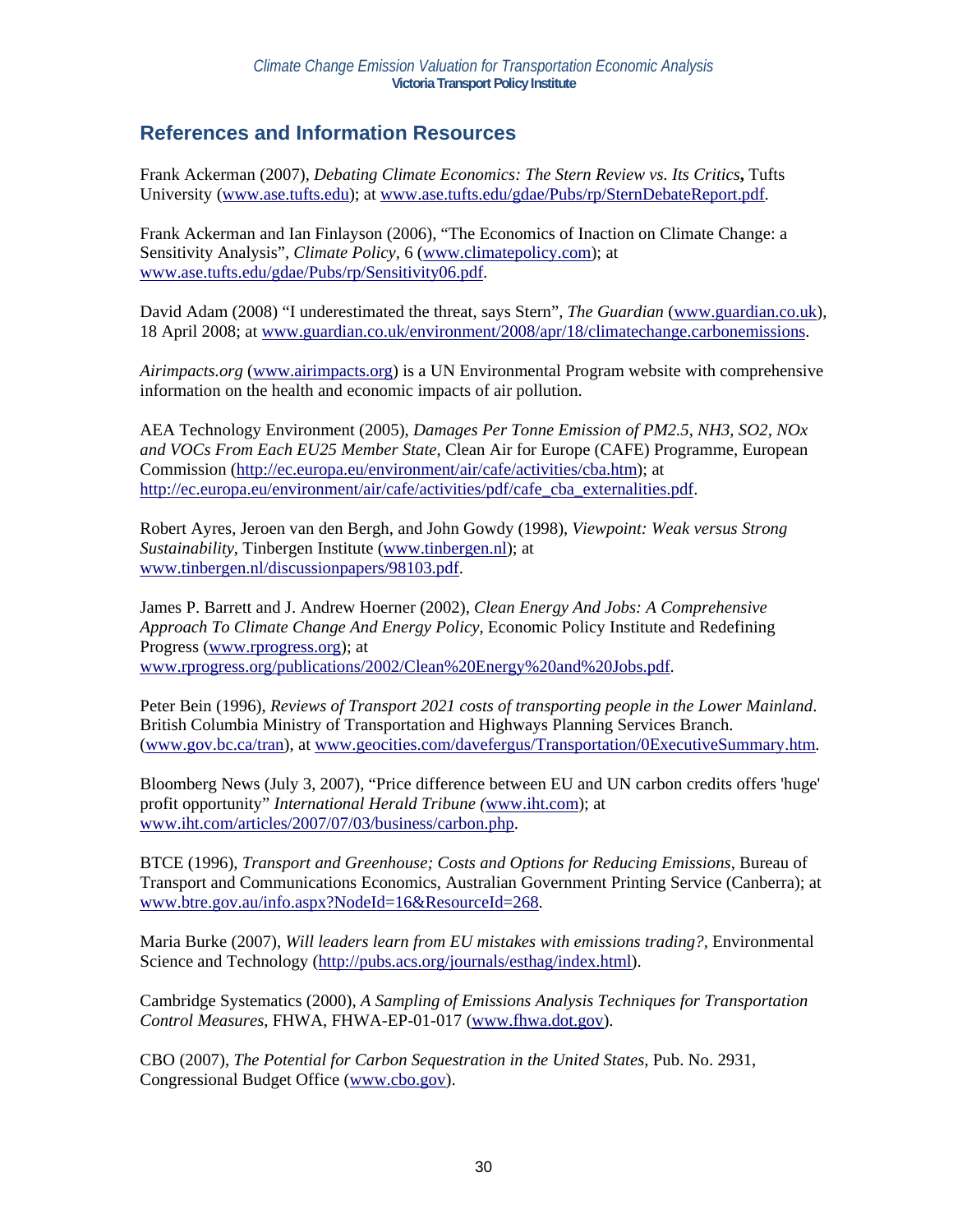## References and Information Resources

Frank Ackerman (2007), *Debating Climate Economics: The Stern Review vs. Its Critics***,** Tufts University (www.ase.tufts.edu); at www.ase.tufts.edu/gdae/Pubs/rp/SternDebateReport.pdf.

Frank Ackerman and Ian Finlayson (2006), "The Economics of Inaction on Climate Change: a Sensitivity Analysis", *Climate Policy*, 6 (www.climatepolicy.com); at www.ase.tufts.edu/gdae/Pubs/rp/Sensitivity06.pdf.

David Adam (2008) "I underestimated the threat, says Stern", *The Guardian* (www.guardian.co.uk), 18 April 2008; at www.guardian.co.uk/environment/2008/apr/18/climatechange.carbonemissions.

*Airimpacts.org* (www.airimpacts.org) is a UN Environmental Program website with comprehensive information on the health and economic impacts of air pollution.

AEA Technology Environment (2005), *Damages Per Tonne Emission of PM2.5, NH3, SO2, NOx and VOCs From Each EU25 Member State*, Clean Air for Europe (CAFE) Programme, European Commission (http://ec.europa.eu/environment/air/cafe/activities/cba.htm); at http://ec.europa.eu/environment/air/cafe/activities/pdf/cafe_cba_externalities.pdf.

Robert Ayres, Jeroen van den Bergh, and John Gowdy (1998), *Viewpoint: Weak versus Strong Sustainability*, Tinbergen Institute (www.tinbergen.nl); at www.tinbergen.nl/discussionpapers/98103.pdf.

James P. Barrett and J. Andrew Hoerner (2002), *Clean Energy And Jobs: A Comprehensive Approach To Climate Change And Energy Policy*, Economic Policy Institute and Redefining Progress (www.rprogress.org); at www.rprogress.org/publications/2002/Clean%20Energy%20and%20Jobs.pdf.

Peter Bein (1996), *Reviews of Transport 2021 costs of transporting people in the Lower Mainland*. British Columbia Ministry of Transportation and Highways Planning Services Branch. (www.gov.bc.ca/tran), at www.geocities.com/davefergus/Transportation/0ExecutiveSummary.htm.

Bloomberg News (July 3, 2007), "Price difference between EU and UN carbon credits offers 'huge' profit opportunity" *International Herald Tribune (*www.iht.com); at www.iht.com/articles/2007/07/03/business/carbon.php.

BTCE (1996), *Transport and Greenhouse; Costs and Options for Reducing Emissions*, Bureau of Transport and Communications Economics, Australian Government Printing Service (Canberra); at www.btre.gov.au/info.aspx?NodeId=16&ResourceId=268.

Maria Burke (2007), *Will leaders learn from EU mistakes with emissions trading?,* Environmental Science and Technology (http://pubs.acs.org/journals/esthag/index.html).

Cambridge Systematics (2000), *A Sampling of Emissions Analysis Techniques for Transportation Control Measures*, FHWA, FHWA-EP-01-017 (www.fhwa.dot.gov).

CBO (2007), *The Potential for Carbon Sequestration in the United States*, Pub. No. 2931, Congressional Budget Office (www.cbo.gov).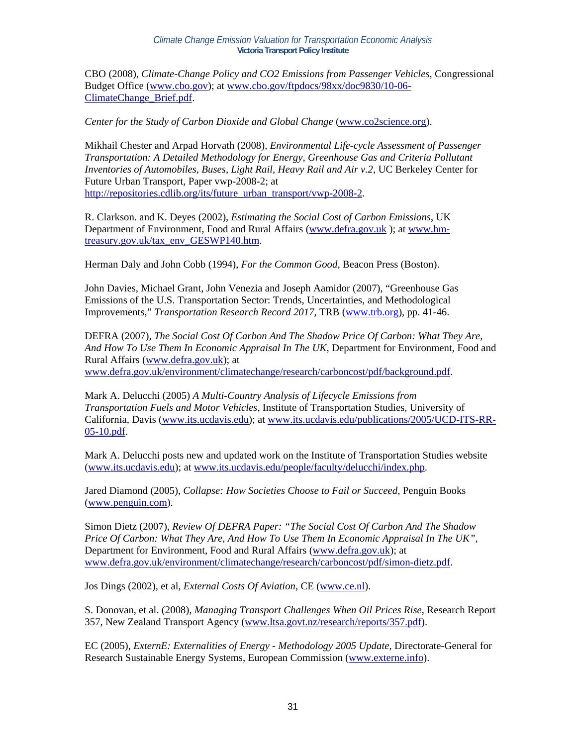CBO (2008), *Climate-Change Policy and CO2 Emissions from Passenger Vehicles*, Congressional Budget Office (www.cbo.gov); at www.cbo.gov/ftpdocs/98xx/doc9830/10-06-ClimateChange_Brief.pdf.

*Center for the Study of Carbon Dioxide and Global Change* (www.co2science.org).

Mikhail Chester and Arpad Horvath (2008), *Environmental Life-cycle Assessment of Passenger Transportation: A Detailed Methodology for Energy, Greenhouse Gas and Criteria Pollutant Inventories of Automobiles, Buses, Light Rail, Heavy Rail and Air v.2*, UC Berkeley Center for Future Urban Transport, Paper vwp-2008-2; at http://repositories.cdlib.org/its/future_urban_transport/vwp-2008-2.

R. Clarkson. and K. Deyes (2002), *Estimating the Social Cost of Carbon Emissions*, UK Department of Environment, Food and Rural Affairs (www.defra.gov.uk ); at www.hm-treasury.gov.uk/tax_env_GESWP140.htm.

Herman Daly and John Cobb (1994), *For the Common Good*, Beacon Press (Boston).

John Davies, Michael Grant, John Venezia and Joseph Aamidor (2007), "Greenhouse Gas Emissions of the U.S. Transportation Sector: Trends, Uncertainties, and Methodological Improvements," *Transportation Research Record 2017*, TRB (www.trb.org), pp. 41-46.

DEFRA (2007), *The Social Cost Of Carbon And The Shadow Price Of Carbon: What They Are, And How To Use Them In Economic Appraisal In The UK*, Department for Environment, Food and Rural Affairs (www.defra.gov.uk); at www.defra.gov.uk/environment/climatechange/research/carboncost/pdf/background.pdf.

Mark A. Delucchi (2005) *A Multi-Country Analysis of Lifecycle Emissions from Transportation Fuels and Motor Vehicles*, Institute of Transportation Studies, University of California, Davis (www.its.ucdavis.edu); at www.its.ucdavis.edu/publications/2005/UCD-ITS-RR-05-10.pdf.

Mark A. Delucchi posts new and updated work on the Institute of Transportation Studies website (www.its.ucdavis.edu); at www.its.ucdavis.edu/people/faculty/delucchi/index.php.

Jared Diamond (2005), *Collapse: How Societies Choose to Fail or Succeed*, Penguin Books (www.penguin.com).

Simon Dietz (2007), *Review Of DEFRA Paper: "The Social Cost Of Carbon And The Shadow Price Of Carbon: What They Are, And How To Use Them In Economic Appraisal In The UK"*, Department for Environment, Food and Rural Affairs (www.defra.gov.uk); at www.defra.gov.uk/environment/climatechange/research/carboncost/pdf/simon-dietz.pdf.

Jos Dings (2002), et al, *External Costs Of Aviation*, CE (www.ce.nl).

S. Donovan, et al. (2008), *Managing Transport Challenges When Oil Prices Rise*, Research Report 357, New Zealand Transport Agency (www.ltsa.govt.nz/research/reports/357.pdf).

EC (2005), *ExternE: Externalities of Energy - Methodology 2005 Update*, Directorate-General for Research Sustainable Energy Systems, European Commission (www.externe.info).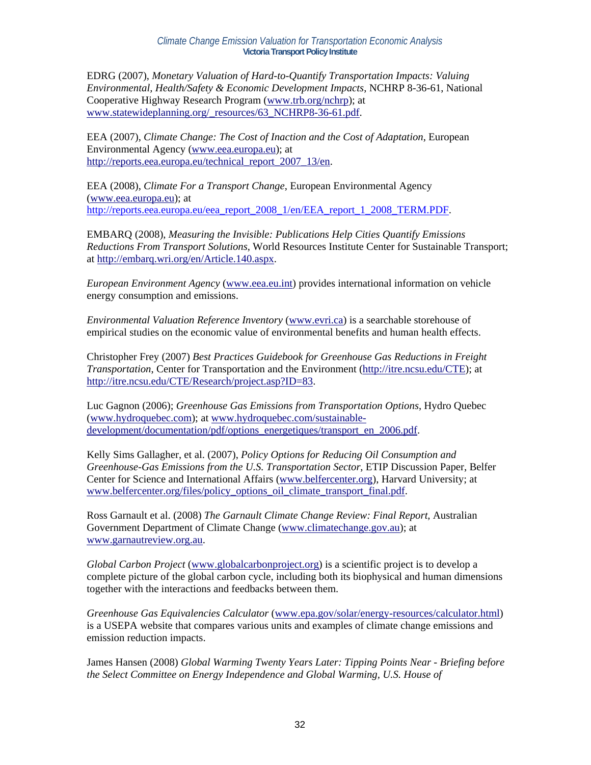EDRG (2007), *Monetary Valuation of Hard-to-Quantify Transportation Impacts: Valuing Environmental, Health/Safety & Economic Development Impacts*, NCHRP 8-36-61, National Cooperative Highway Research Program (www.trb.org/nchrp); at www.statewideplanning.org/_resources/63_NCHRP8-36-61.pdf.

EEA (2007), *Climate Change: The Cost of Inaction and the Cost of Adaptation*, European Environmental Agency (www.eea.europa.eu); at http://reports.eea.europa.eu/technical_report_2007_13/en.

EEA (2008), *Climate For a Transport Change*, European Environmental Agency (www.eea.europa.eu); at http://reports.eea.europa.eu/eea_report_2008_1/en/EEA_report_1_2008_TERM.PDF.

EMBARQ (2008), *Measuring the Invisible: Publications Help Cities Quantify Emissions Reductions From Transport Solutions*, World Resources Institute Center for Sustainable Transport; at http://embarq.wri.org/en/Article.140.aspx.

*European Environment Agency* (www.eea.eu.int) provides international information on vehicle energy consumption and emissions.

*Environmental Valuation Reference Inventory* (www.evri.ca) is a searchable storehouse of empirical studies on the economic value of environmental benefits and human health effects.

Christopher Frey (2007) *Best Practices Guidebook for Greenhouse Gas Reductions in Freight Transportation*, Center for Transportation and the Environment (http://itre.ncsu.edu/CTE); at http://itre.ncsu.edu/CTE/Research/project.asp?ID=83.

Luc Gagnon (2006); *Greenhouse Gas Emissions from Transportation Options*, Hydro Quebec (www.hydroquebec.com); at www.hydroquebec.com/sustainable-development/documentation/pdf/options_energetiques/transport_en_2006.pdf.

Kelly Sims Gallagher, et al. (2007), *Policy Options for Reducing Oil Consumption and Greenhouse-Gas Emissions from the U.S. Transportation Sector*, ETIP Discussion Paper, Belfer Center for Science and International Affairs (www.belfercenter.org), Harvard University; at www.belfercenter.org/files/policy_options_oil_climate_transport_final.pdf.

Ross Garnault et al. (2008) *The Garnault Climate Change Review: Final Report*, Australian Government Department of Climate Change (www.climatechange.gov.au); at www.garnautreview.org.au.

*Global Carbon Project* (www.globalcarbonproject.org) is a scientific project is to develop a complete picture of the global carbon cycle, including both its biophysical and human dimensions together with the interactions and feedbacks between them.

*Greenhouse Gas Equivalencies Calculator* (www.epa.gov/solar/energy-resources/calculator.html) is a USEPA website that compares various units and examples of climate change emissions and emission reduction impacts.

James Hansen (2008) *Global Warming Twenty Years Later: Tipping Points Near - Briefing before the Select Committee on Energy Independence and Global Warming, U.S. House of*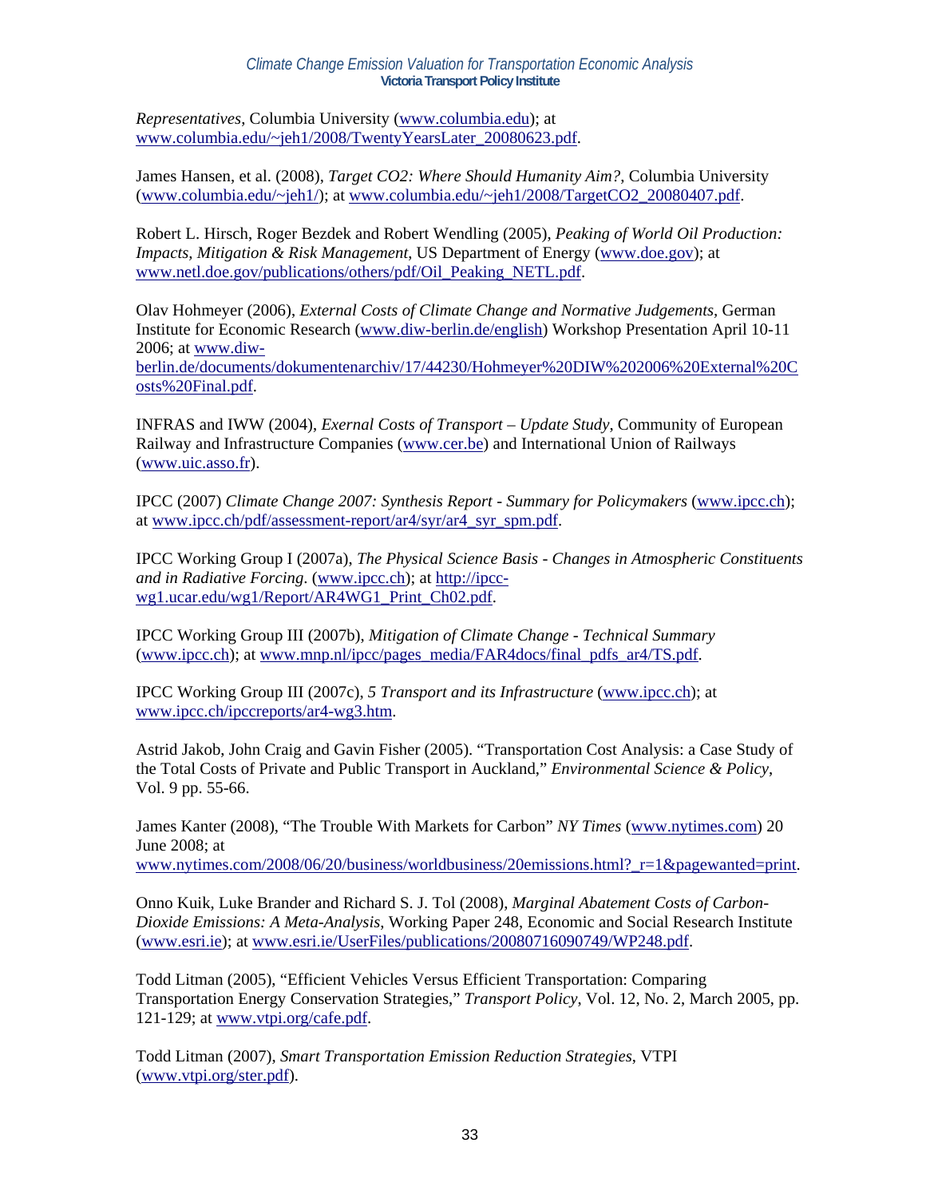*Representatives*, Columbia University (www.columbia.edu); at www.columbia.edu/~jeh1/2008/TwentyYearsLater_20080623.pdf.

James Hansen, et al. (2008), *Target CO2: Where Should Humanity Aim?*, Columbia University (www.columbia.edu/~jeh1/); at www.columbia.edu/~jeh1/2008/TargetCO2_20080407.pdf.

Robert L. Hirsch, Roger Bezdek and Robert Wendling (2005), *Peaking of World Oil Production: Impacts, Mitigation & Risk Management*, US Department of Energy (www.doe.gov); at www.netl.doe.gov/publications/others/pdf/Oil_Peaking_NETL.pdf.

Olav Hohmeyer (2006), *External Costs of Climate Change and Normative Judgements*, German Institute for Economic Research (www.diw-berlin.de/english) Workshop Presentation April 10-11 2006; at www.diw-berlin.de/documents/dokumentenarchiv/17/44230/Hohmeyer%20DIW%202006%20External%20Costs%20Final.pdf.

INFRAS and IWW (2004), *Exernal Costs of Transport – Update Study*, Community of European Railway and Infrastructure Companies (www.cer.be) and International Union of Railways (www.uic.asso.fr).

IPCC (2007) *Climate Change 2007: Synthesis Report - Summary for Policymakers* (www.ipcc.ch); at www.ipcc.ch/pdf/assessment-report/ar4/syr/ar4_syr_spm.pdf.

IPCC Working Group I (2007a), *The Physical Science Basis - Changes in Atmospheric Constituents and in Radiative Forcing*. (www.ipcc.ch); at http://ipcc-wg1.ucar.edu/wg1/Report/AR4WG1_Print_Ch02.pdf.

IPCC Working Group III (2007b), *Mitigation of Climate Change - Technical Summary* (www.ipcc.ch); at www.mnp.nl/ipcc/pages_media/FAR4docs/final_pdfs_ar4/TS.pdf.

IPCC Working Group III (2007c), *5 Transport and its Infrastructure* (www.ipcc.ch); at www.ipcc.ch/ipccreports/ar4-wg3.htm.

Astrid Jakob, John Craig and Gavin Fisher (2005). "Transportation Cost Analysis: a Case Study of the Total Costs of Private and Public Transport in Auckland," *Environmental Science & Policy*, Vol. 9 pp. 55-66.

James Kanter (2008), "The Trouble With Markets for Carbon" *NY Times* (www.nytimes.com) 20 June 2008; at www.nytimes.com/2008/06/20/business/worldbusiness/20emissions.html?_r=1&pagewanted=print.

Onno Kuik, Luke Brander and Richard S. J. Tol (2008), *Marginal Abatement Costs of Carbon-Dioxide Emissions: A Meta-Analysis*, Working Paper 248, Economic and Social Research Institute (www.esri.ie); at www.esri.ie/UserFiles/publications/20080716090749/WP248.pdf.

Todd Litman (2005), "Efficient Vehicles Versus Efficient Transportation: Comparing Transportation Energy Conservation Strategies," *Transport Policy*, Vol. 12, No. 2, March 2005, pp. 121-129; at www.vtpi.org/cafe.pdf.

Todd Litman (2007), *Smart Transportation Emission Reduction Strategies*, VTPI (www.vtpi.org/ster.pdf).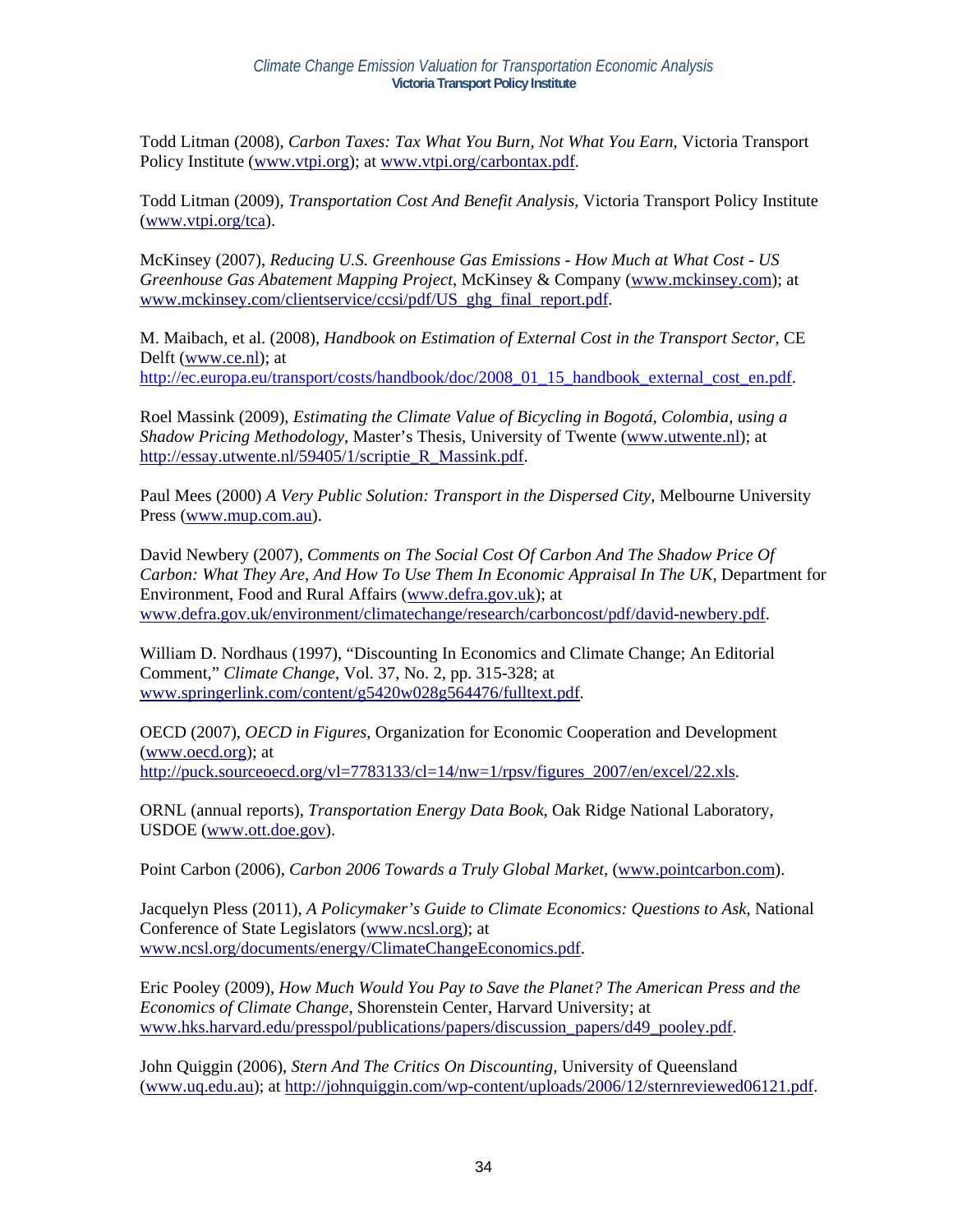Todd Litman (2008), *Carbon Taxes: Tax What You Burn, Not What You Earn*, Victoria Transport Policy Institute (www.vtpi.org); at www.vtpi.org/carbontax.pdf.

Todd Litman (2009), *Transportation Cost And Benefit Analysis*, Victoria Transport Policy Institute (www.vtpi.org/tca).

McKinsey (2007), *Reducing U.S. Greenhouse Gas Emissions - How Much at What Cost - US Greenhouse Gas Abatement Mapping Project*, McKinsey & Company (www.mckinsey.com); at www.mckinsey.com/clientservice/ccsi/pdf/US_ghg_final_report.pdf.

M. Maibach, et al. (2008), *Handbook on Estimation of External Cost in the Transport Sector*, CE Delft (www.ce.nl); at http://ec.europa.eu/transport/costs/handbook/doc/2008_01_15_handbook_external_cost_en.pdf.

Roel Massink (2009), *Estimating the Climate Value of Bicycling in Bogotá, Colombia, using a Shadow Pricing Methodology*, Master's Thesis, University of Twente (www.utwente.nl); at http://essay.utwente.nl/59405/1/scriptie_R_Massink.pdf.

Paul Mees (2000) *A Very Public Solution: Transport in the Dispersed City*, Melbourne University Press (www.mup.com.au).

David Newbery (2007), *Comments on The Social Cost Of Carbon And The Shadow Price Of Carbon: What They Are, And How To Use Them In Economic Appraisal In The UK*, Department for Environment, Food and Rural Affairs (www.defra.gov.uk); at www.defra.gov.uk/environment/climatechange/research/carboncost/pdf/david-newbery.pdf.

William D. Nordhaus (1997), "Discounting In Economics and Climate Change; An Editorial Comment," *Climate Change*, Vol. 37, No. 2, pp. 315-328; at www.springerlink.com/content/g5420w028g564476/fulltext.pdf.

OECD (2007), *OECD in Figures*, Organization for Economic Cooperation and Development (www.oecd.org); at http://puck.sourceoecd.org/vl=7783133/cl=14/nw=1/rpsv/figures_2007/en/excel/22.xls.

ORNL (annual reports), *Transportation Energy Data Book*, Oak Ridge National Laboratory, USDOE (www.ott.doe.gov).

Point Carbon (2006), *Carbon 2006 Towards a Truly Global Market*, (www.pointcarbon.com).

Jacquelyn Pless (2011), *A Policymaker's Guide to Climate Economics: Questions to Ask*, National Conference of State Legislators (www.ncsl.org); at www.ncsl.org/documents/energy/ClimateChangeEconomics.pdf.

Eric Pooley (2009), *How Much Would You Pay to Save the Planet? The American Press and the Economics of Climate Change*, Shorenstein Center, Harvard University; at www.hks.harvard.edu/presspol/publications/papers/discussion_papers/d49_pooley.pdf.

John Quiggin (2006), *Stern And The Critics On Discounting*, University of Queensland (www.uq.edu.au); at http://johnquiggin.com/wp-content/uploads/2006/12/sternreviewed06121.pdf.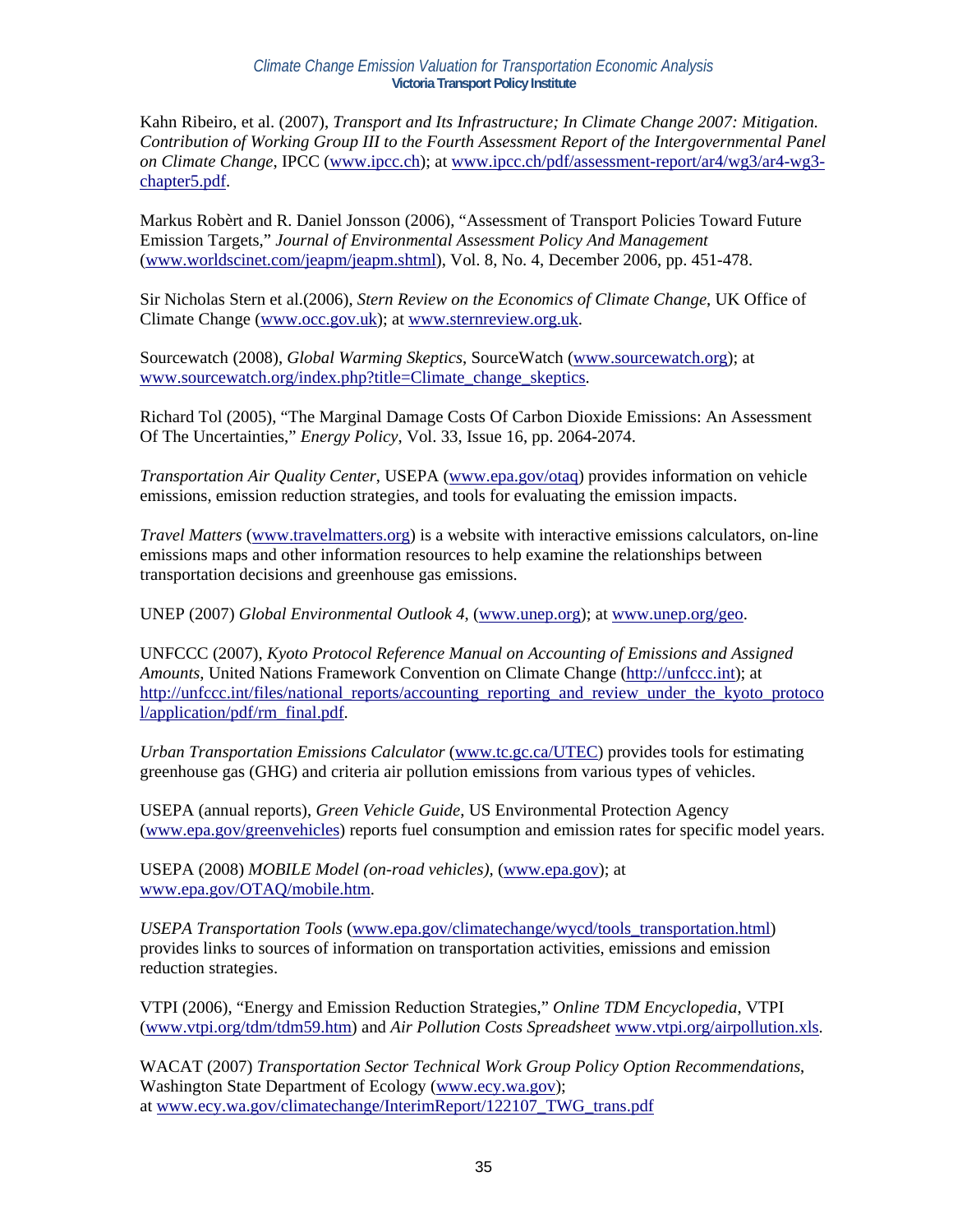Kahn Ribeiro, et al. (2007), *Transport and Its Infrastructure; In Climate Change 2007: Mitigation. Contribution of Working Group III to the Fourth Assessment Report of the Intergovernmental Panel on Climate Change*, IPCC (www.ipcc.ch); at www.ipcc.ch/pdf/assessment-report/ar4/wg3/ar4-wg3-chapter5.pdf.

Markus Robèrt and R. Daniel Jonsson (2006), "Assessment of Transport Policies Toward Future Emission Targets," *Journal of Environmental Assessment Policy And Management* (www.worldscinet.com/jeapm/jeapm.shtml), Vol. 8, No. 4, December 2006, pp. 451-478.

Sir Nicholas Stern et al.(2006), *Stern Review on the Economics of Climate Change*, UK Office of Climate Change (www.occ.gov.uk); at www.sternreview.org.uk.

Sourcewatch (2008), *Global Warming Skeptics*, SourceWatch (www.sourcewatch.org); at www.sourcewatch.org/index.php?title=Climate_change_skeptics.

Richard Tol (2005), "The Marginal Damage Costs Of Carbon Dioxide Emissions: An Assessment Of The Uncertainties," *Energy Policy*, Vol. 33, Issue 16, pp. 2064-2074.

*Transportation Air Quality Center*, USEPA (www.epa.gov/otaq) provides information on vehicle emissions, emission reduction strategies, and tools for evaluating the emission impacts.

*Travel Matters* (www.travelmatters.org) is a website with interactive emissions calculators, on-line emissions maps and other information resources to help examine the relationships between transportation decisions and greenhouse gas emissions.

UNEP (2007) *Global Environmental Outlook 4*, (www.unep.org); at www.unep.org/geo.

UNFCCC (2007), *Kyoto Protocol Reference Manual on Accounting of Emissions and Assigned Amounts*, United Nations Framework Convention on Climate Change (http://unfccc.int); at http://unfccc.int/files/national_reports/accounting_reporting_and_review_under_the_kyoto_protocol/application/pdf/rm_final.pdf.

*Urban Transportation Emissions Calculator* (www.tc.gc.ca/UTEC) provides tools for estimating greenhouse gas (GHG) and criteria air pollution emissions from various types of vehicles.

USEPA (annual reports), *Green Vehicle Guide*, US Environmental Protection Agency (www.epa.gov/greenvehicles) reports fuel consumption and emission rates for specific model years.

USEPA (2008) *MOBILE Model (on-road vehicles)*, (www.epa.gov); at www.epa.gov/OTAQ/mobile.htm.

*USEPA Transportation Tools* (www.epa.gov/climatechange/wycd/tools_transportation.html) provides links to sources of information on transportation activities, emissions and emission reduction strategies.

VTPI (2006), "Energy and Emission Reduction Strategies," *Online TDM Encyclopedia*, VTPI (www.vtpi.org/tdm/tdm59.htm) and *Air Pollution Costs Spreadsheet* www.vtpi.org/airpollution.xls.

WACAT (2007) *Transportation Sector Technical Work Group Policy Option Recommendations*, Washington State Department of Ecology (www.ecy.wa.gov); at www.ecy.wa.gov/climatechange/InterimReport/122107_TWG_trans.pdf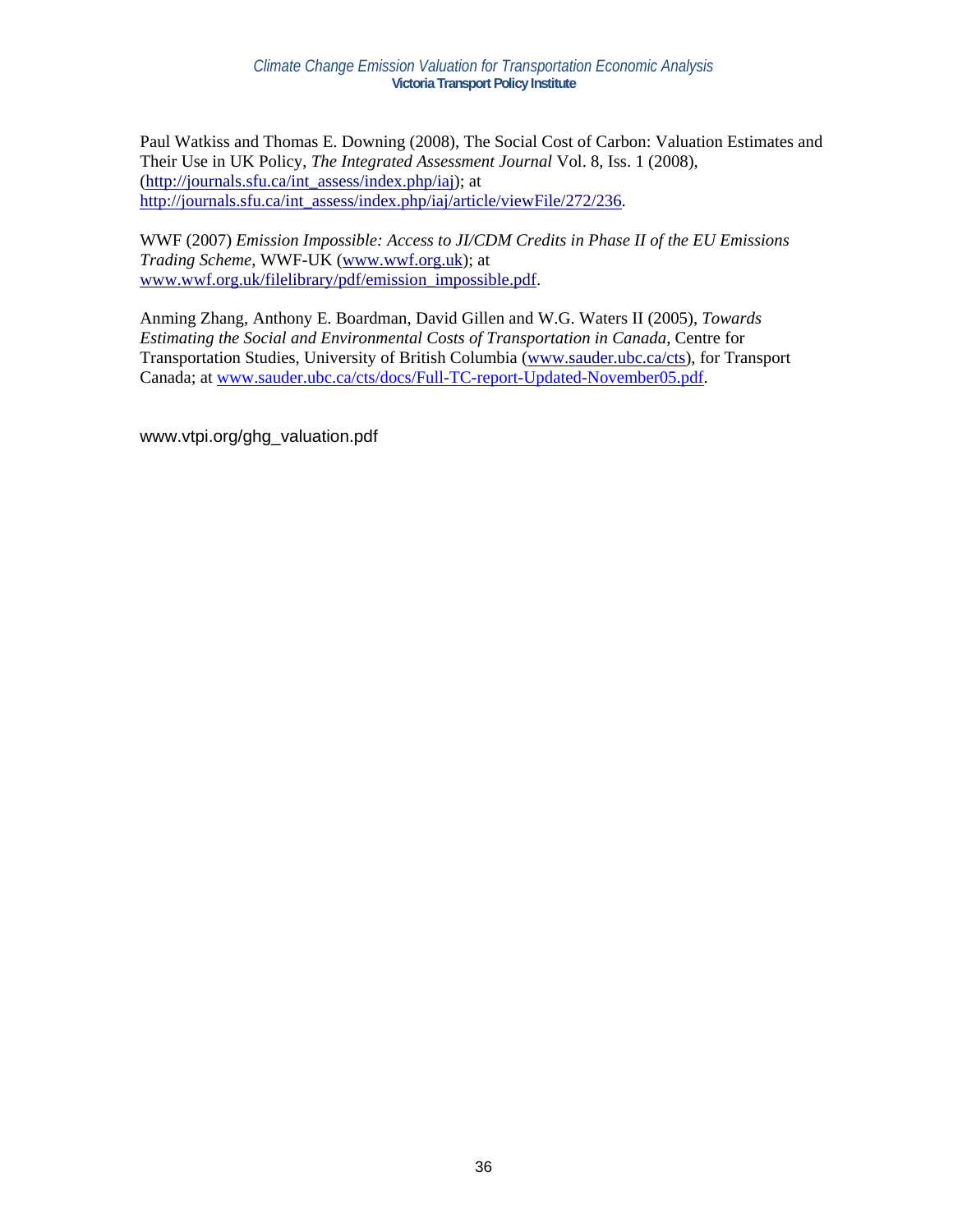Paul Watkiss and Thomas E. Downing (2008), The Social Cost of Carbon: Valuation Estimates and Their Use in UK Policy, *The Integrated Assessment Journal* Vol. 8, Iss. 1 (2008), (http://journals.sfu.ca/int_assess/index.php/iaj); at http://journals.sfu.ca/int_assess/index.php/iaj/article/viewFile/272/236.

WWF (2007) *Emission Impossible: Access to JI/CDM Credits in Phase II of the EU Emissions Trading Scheme*, WWF-UK (www.wwf.org.uk); at www.wwf.org.uk/filelibrary/pdf/emission_impossible.pdf.

Anming Zhang, Anthony E. Boardman, David Gillen and W.G. Waters II (2005), *Towards Estimating the Social and Environmental Costs of Transportation in Canada*, Centre for Transportation Studies, University of British Columbia (www.sauder.ubc.ca/cts), for Transport Canada; at www.sauder.ubc.ca/cts/docs/Full-TC-report-Updated-November05.pdf.

www.vtpi.org/ghg_valuation.pdf